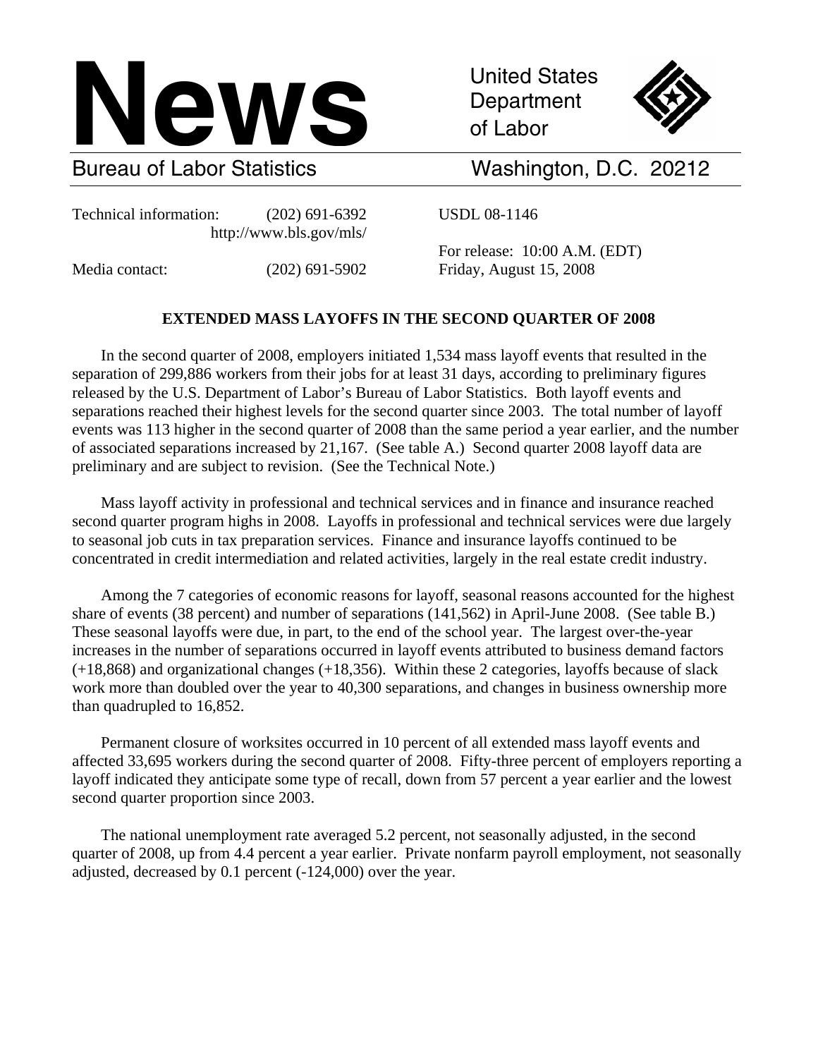# News

United States Department of Labor

Bureau of Labor Statistics — Washington, D.C. 20212

Technical information: (202) 691-6392
http://www.bls.gov/mls/

Media contact: (202) 691-5902

USDL 08-1146

For release: 10:00 A.M. (EDT)
Friday, August 15, 2008

## EXTENDED MASS LAYOFFS IN THE SECOND QUARTER OF 2008

In the second quarter of 2008, employers initiated 1,534 mass layoff events that resulted in the separation of 299,886 workers from their jobs for at least 31 days, according to preliminary figures released by the U.S. Department of Labor's Bureau of Labor Statistics. Both layoff events and separations reached their highest levels for the second quarter since 2003. The total number of layoff events was 113 higher in the second quarter of 2008 than the same period a year earlier, and the number of associated separations increased by 21,167. (See table A.) Second quarter 2008 layoff data are preliminary and are subject to revision. (See the Technical Note.)

Mass layoff activity in professional and technical services and in finance and insurance reached second quarter program highs in 2008. Layoffs in professional and technical services were due largely to seasonal job cuts in tax preparation services. Finance and insurance layoffs continued to be concentrated in credit intermediation and related activities, largely in the real estate credit industry.

Among the 7 categories of economic reasons for layoff, seasonal reasons accounted for the highest share of events (38 percent) and number of separations (141,562) in April-June 2008. (See table B.) These seasonal layoffs were due, in part, to the end of the school year. The largest over-the-year increases in the number of separations occurred in layoff events attributed to business demand factors (+18,868) and organizational changes (+18,356). Within these 2 categories, layoffs because of slack work more than doubled over the year to 40,300 separations, and changes in business ownership more than quadrupled to 16,852.

Permanent closure of worksites occurred in 10 percent of all extended mass layoff events and affected 33,695 workers during the second quarter of 2008. Fifty-three percent of employers reporting a layoff indicated they anticipate some type of recall, down from 57 percent a year earlier and the lowest second quarter proportion since 2003.

The national unemployment rate averaged 5.2 percent, not seasonally adjusted, in the second quarter of 2008, up from 4.4 percent a year earlier. Private nonfarm payroll employment, not seasonally adjusted, decreased by 0.1 percent (-124,000) over the year.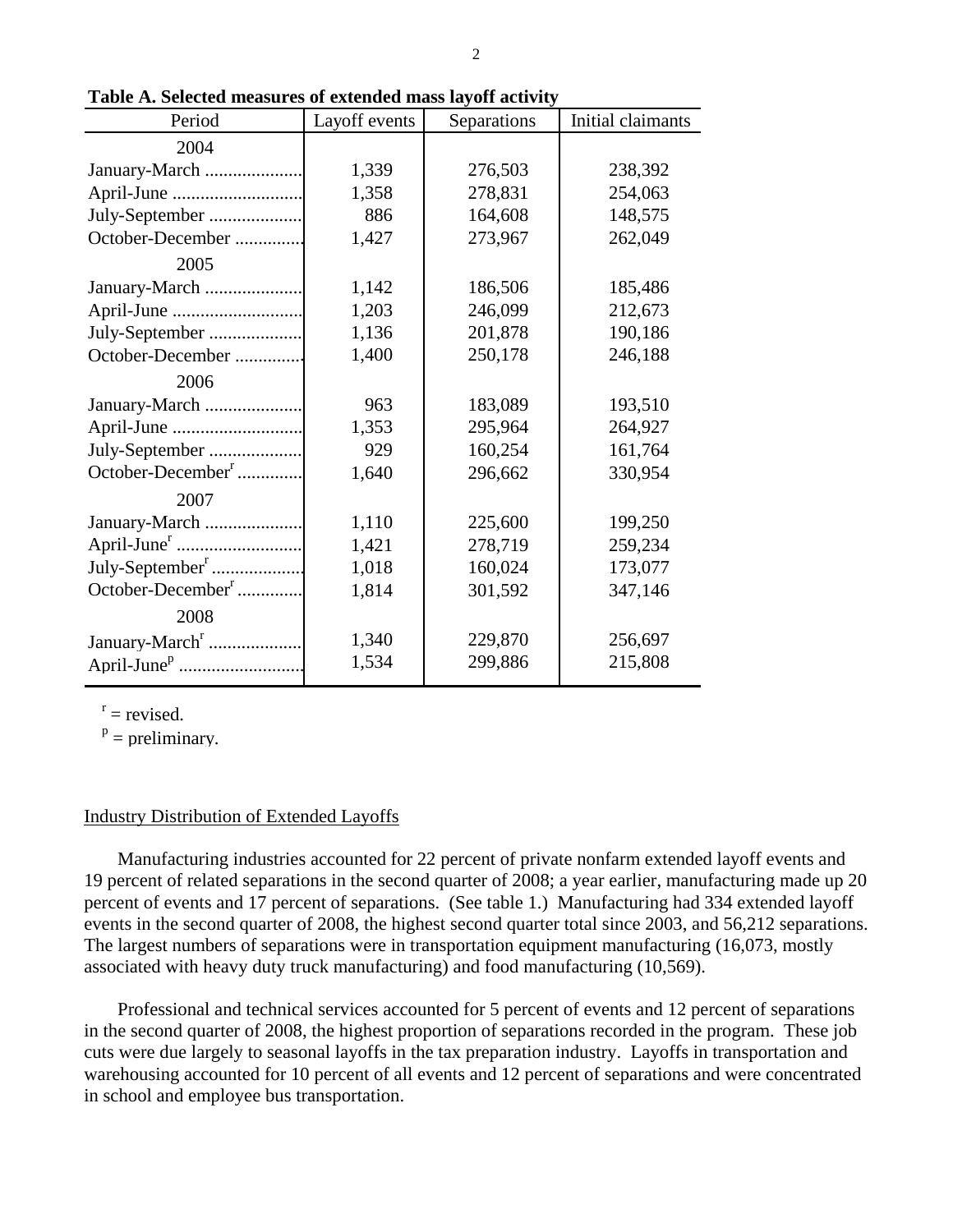**Table A. Selected measures of extended mass layoff activity**

| Period | Layoff events | Separations | Initial claimants |
|---|---|---|---|
| 2004 | | | |
| January-March | 1,339 | 276,503 | 238,392 |
| April-June | 1,358 | 278,831 | 254,063 |
| July-September | 886 | 164,608 | 148,575 |
| October-December | 1,427 | 273,967 | 262,049 |
| 2005 | | | |
| January-March | 1,142 | 186,506 | 185,486 |
| April-June | 1,203 | 246,099 | 212,673 |
| July-September | 1,136 | 201,878 | 190,186 |
| October-December | 1,400 | 250,178 | 246,188 |
| 2006 | | | |
| January-March | 963 | 183,089 | 193,510 |
| April-June | 1,353 | 295,964 | 264,927 |
| July-September | 929 | 160,254 | 161,764 |
| October-December[r] | 1,640 | 296,662 | 330,954 |
| 2007 | | | |
| January-March | 1,110 | 225,600 | 199,250 |
| April-June[r] | 1,421 | 278,719 | 259,234 |
| July-September[r] | 1,018 | 160,024 | 173,077 |
| October-December[r] | 1,814 | 301,592 | 347,146 |
| 2008 | | | |
| January-March[r] | 1,340 | 229,870 | 256,697 |
| April-June[p] | 1,534 | 299,886 | 215,808 |

[r] = revised.
[p] = preliminary.

## Industry Distribution of Extended Layoffs

Manufacturing industries accounted for 22 percent of private nonfarm extended layoff events and 19 percent of related separations in the second quarter of 2008; a year earlier, manufacturing made up 20 percent of events and 17 percent of separations. (See table 1.) Manufacturing had 334 extended layoff events in the second quarter of 2008, the highest second quarter total since 2003, and 56,212 separations. The largest numbers of separations were in transportation equipment manufacturing (16,073, mostly associated with heavy duty truck manufacturing) and food manufacturing (10,569).

Professional and technical services accounted for 5 percent of events and 12 percent of separations in the second quarter of 2008, the highest proportion of separations recorded in the program. These job cuts were due largely to seasonal layoffs in the tax preparation industry. Layoffs in transportation and warehousing accounted for 10 percent of all events and 12 percent of separations and were concentrated in school and employee bus transportation.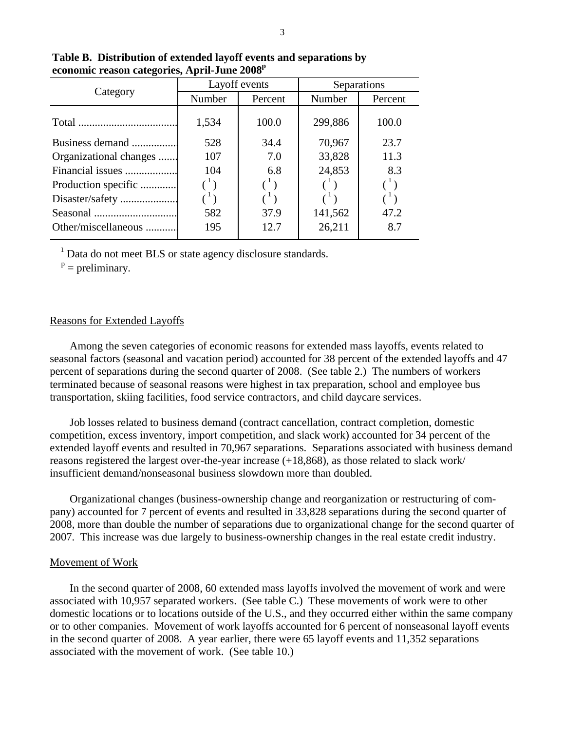**Table B. Distribution of extended layoff events and separations by economic reason categories, April-June 2008[p]**

| Category | Layoff events | | Separations | |
|---|---|---|---|---|
| | Number | Percent | Number | Percent |
| Total | 1,534 | 100.0 | 299,886 | 100.0 |
| Business demand | 528 | 34.4 | 70,967 | 23.7 |
| Organizational changes | 107 | 7.0 | 33,828 | 11.3 |
| Financial issues | 104 | 6.8 | 24,853 | 8.3 |
| Production specific | ([1]) | ([1]) | ([1]) | ([1]) |
| Disaster/safety | ([1]) | ([1]) | ([1]) | ([1]) |
| Seasonal | 582 | 37.9 | 141,562 | 47.2 |
| Other/miscellaneous | 195 | 12.7 | 26,211 | 8.7 |

[1] Data do not meet BLS or state agency disclosure standards.

[p] = preliminary.

## Reasons for Extended Layoffs

Among the seven categories of economic reasons for extended mass layoffs, events related to seasonal factors (seasonal and vacation period) accounted for 38 percent of the extended layoffs and 47 percent of separations during the second quarter of 2008. (See table 2.) The numbers of workers terminated because of seasonal reasons were highest in tax preparation, school and employee bus transportation, skiing facilities, food service contractors, and child daycare services.

Job losses related to business demand (contract cancellation, contract completion, domestic competition, excess inventory, import competition, and slack work) accounted for 34 percent of the extended layoff events and resulted in 70,967 separations. Separations associated with business demand reasons registered the largest over-the-year increase (+18,868), as those related to slack work/ insufficient demand/nonseasonal business slowdown more than doubled.

Organizational changes (business-ownership change and reorganization or restructuring of company) accounted for 7 percent of events and resulted in 33,828 separations during the second quarter of 2008, more than double the number of separations due to organizational change for the second quarter of 2007. This increase was due largely to business-ownership changes in the real estate credit industry.

## Movement of Work

In the second quarter of 2008, 60 extended mass layoffs involved the movement of work and were associated with 10,957 separated workers. (See table C.) These movements of work were to other domestic locations or to locations outside of the U.S., and they occurred either within the same company or to other companies. Movement of work layoffs accounted for 6 percent of nonseasonal layoff events in the second quarter of 2008. A year earlier, there were 65 layoff events and 11,352 separations associated with the movement of work. (See table 10.)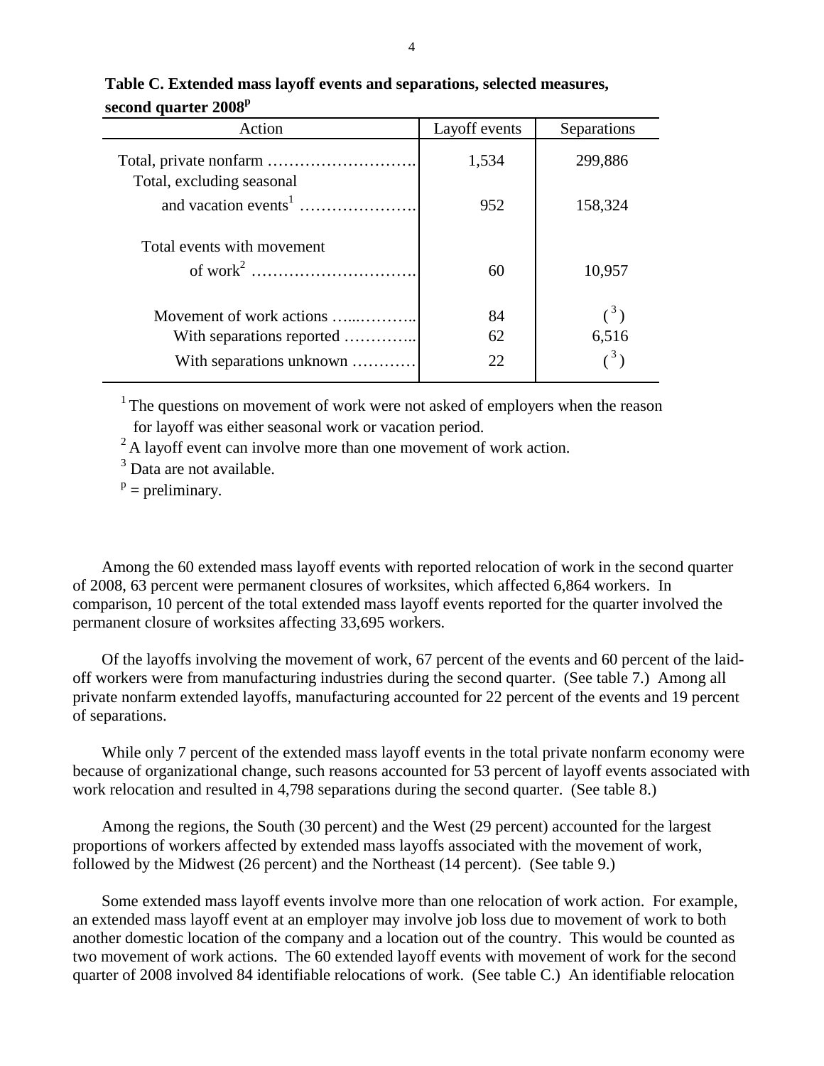**Table C. Extended mass layoff events and separations, selected measures, second quarter 2008p**

| Action | Layoff events | Separations |
|---|---|---|
| Total, private nonfarm ………………………. | 1,534 | 299,886 |
| Total, excluding seasonal and vacation events[1] …………………. | 952 | 158,324 |
| Total events with movement of work[2] …………………………. | 60 | 10,957 |
| Movement of work actions …..……….. | 84 | ([3]) |
| With separations reported ………….. | 62 | 6,516 |
| With separations unknown ………… | 22 | ([3]) |

[1] The questions on movement of work were not asked of employers when the reason for layoff was either seasonal work or vacation period.

[2] A layoff event can involve more than one movement of work action.

[3] Data are not available.

p = preliminary.

Among the 60 extended mass layoff events with reported relocation of work in the second quarter of 2008, 63 percent were permanent closures of worksites, which affected 6,864 workers. In comparison, 10 percent of the total extended mass layoff events reported for the quarter involved the permanent closure of worksites affecting 33,695 workers.

Of the layoffs involving the movement of work, 67 percent of the events and 60 percent of the laid-off workers were from manufacturing industries during the second quarter. (See table 7.) Among all private nonfarm extended layoffs, manufacturing accounted for 22 percent of the events and 19 percent of separations.

While only 7 percent of the extended mass layoff events in the total private nonfarm economy were because of organizational change, such reasons accounted for 53 percent of layoff events associated with work relocation and resulted in 4,798 separations during the second quarter. (See table 8.)

Among the regions, the South (30 percent) and the West (29 percent) accounted for the largest proportions of workers affected by extended mass layoffs associated with the movement of work, followed by the Midwest (26 percent) and the Northeast (14 percent). (See table 9.)

Some extended mass layoff events involve more than one relocation of work action. For example, an extended mass layoff event at an employer may involve job loss due to movement of work to both another domestic location of the company and a location out of the country. This would be counted as two movement of work actions. The 60 extended layoff events with movement of work for the second quarter of 2008 involved 84 identifiable relocations of work. (See table C.) An identifiable relocation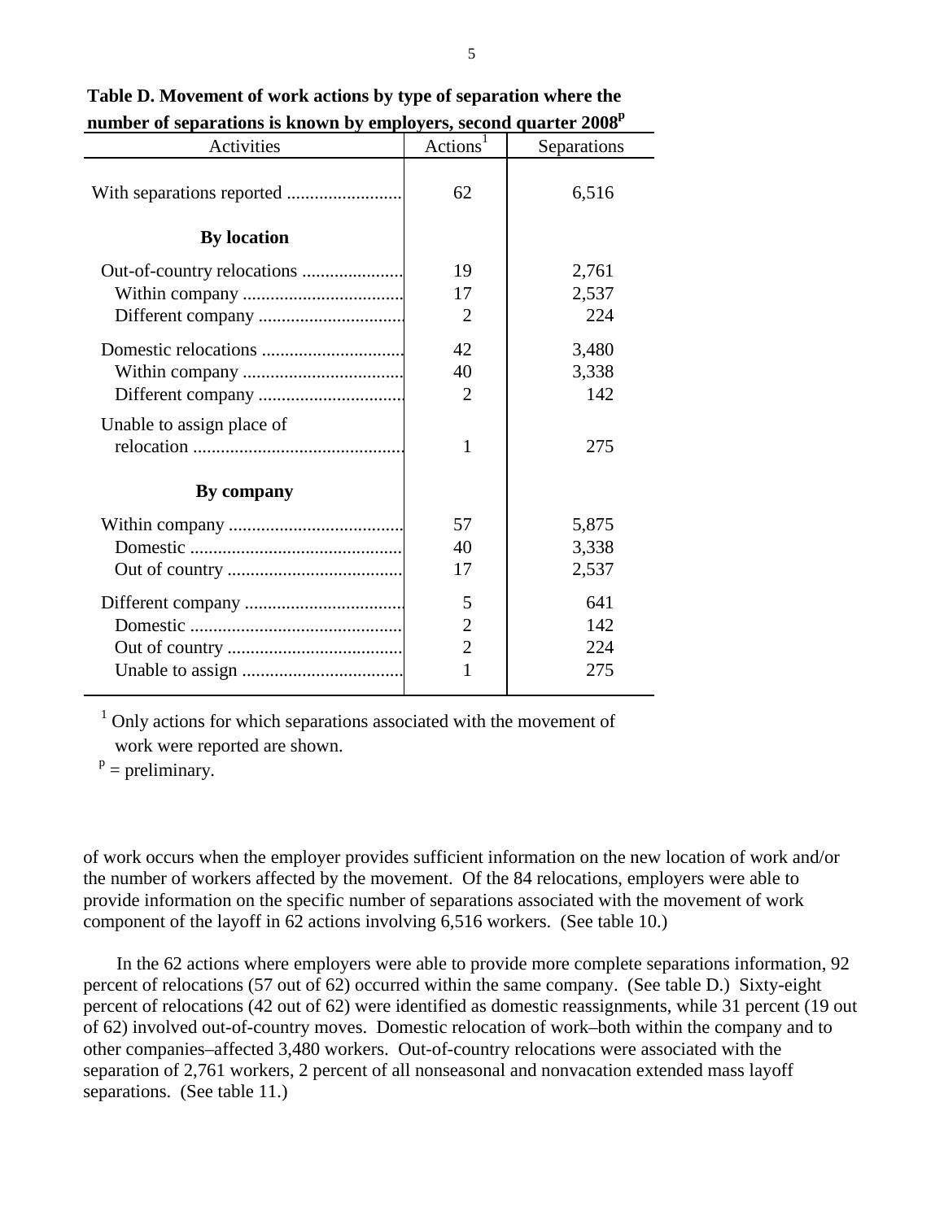**Table D. Movement of work actions by type of separation where the number of separations is known by employers, second quarter 2008[p]**

| Activities | Actions[1] | Separations |
|---|---|---|
| With separations reported | 62 | 6,516 |
| **By location** | | |
| Out-of-country relocations | 19 | 2,761 |
| Within company | 17 | 2,537 |
| Different company | 2 | 224 |
| Domestic relocations | 42 | 3,480 |
| Within company | 40 | 3,338 |
| Different company | 2 | 142 |
| Unable to assign place of relocation | 1 | 275 |
| **By company** | | |
| Within company | 57 | 5,875 |
| Domestic | 40 | 3,338 |
| Out of country | 17 | 2,537 |
| Different company | 5 | 641 |
| Domestic | 2 | 142 |
| Out of country | 2 | 224 |
| Unable to assign | 1 | 275 |

[1] Only actions for which separations associated with the movement of work were reported are shown.

[p] = preliminary.

of work occurs when the employer provides sufficient information on the new location of work and/or the number of workers affected by the movement. Of the 84 relocations, employers were able to provide information on the specific number of separations associated with the movement of work component of the layoff in 62 actions involving 6,516 workers. (See table 10.)

In the 62 actions where employers were able to provide more complete separations information, 92 percent of relocations (57 out of 62) occurred within the same company. (See table D.) Sixty-eight percent of relocations (42 out of 62) were identified as domestic reassignments, while 31 percent (19 out of 62) involved out-of-country moves. Domestic relocation of work–both within the company and to other companies–affected 3,480 workers. Out-of-country relocations were associated with the separation of 2,761 workers, 2 percent of all nonseasonal and nonvacation extended mass layoff separations. (See table 11.)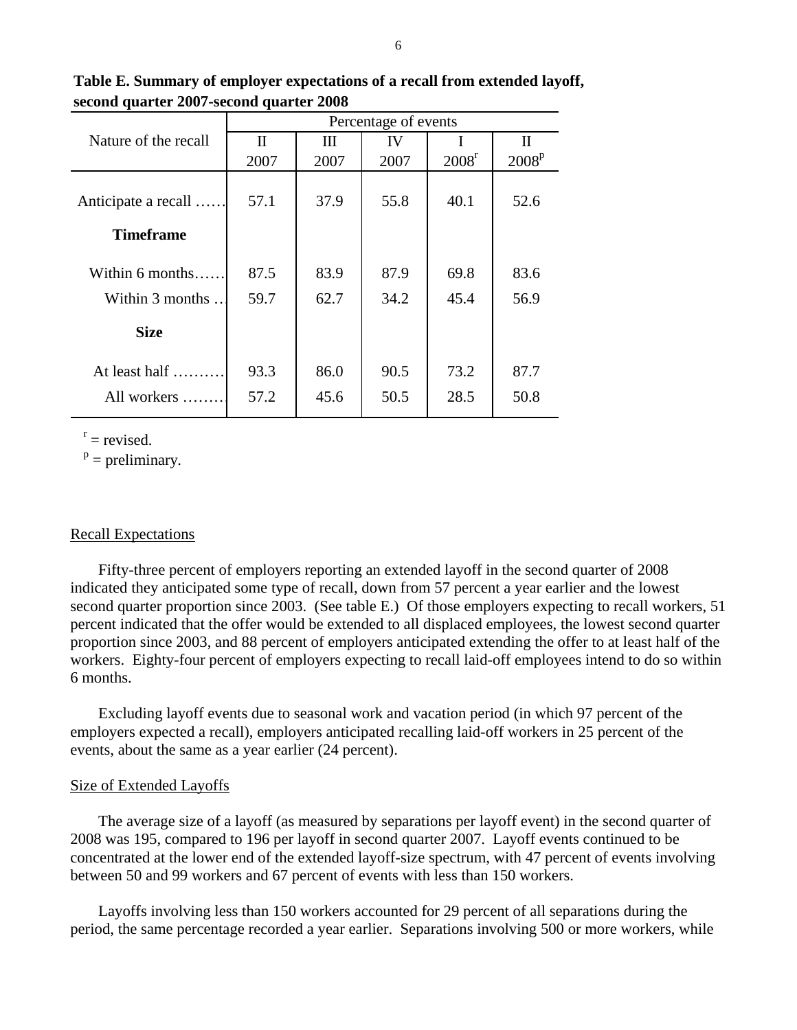**Table E. Summary of employer expectations of a recall from extended layoff, second quarter 2007-second quarter 2008**

| Nature of the recall | Percentage of events | | | | |
|---|---|---|---|---|---|
| | II 2007 | III 2007 | IV 2007 | I 2008[r] | II 2008[p] |
| Anticipate a recall …… | 57.1 | 37.9 | 55.8 | 40.1 | 52.6 |
| **Timeframe** | | | | | |
| Within 6 months…… | 87.5 | 83.9 | 87.9 | 69.8 | 83.6 |
| Within 3 months … | 59.7 | 62.7 | 34.2 | 45.4 | 56.9 |
| **Size** | | | | | |
| At least half ……… | 93.3 | 86.0 | 90.5 | 73.2 | 87.7 |
| All workers ……… | 57.2 | 45.6 | 50.5 | 28.5 | 50.8 |

[r] = revised.
[p] = preliminary.

Recall Expectations

Fifty-three percent of employers reporting an extended layoff in the second quarter of 2008 indicated they anticipated some type of recall, down from 57 percent a year earlier and the lowest second quarter proportion since 2003. (See table E.) Of those employers expecting to recall workers, 51 percent indicated that the offer would be extended to all displaced employees, the lowest second quarter proportion since 2003, and 88 percent of employers anticipated extending the offer to at least half of the workers. Eighty-four percent of employers expecting to recall laid-off employees intend to do so within 6 months.

Excluding layoff events due to seasonal work and vacation period (in which 97 percent of the employers expected a recall), employers anticipated recalling laid-off workers in 25 percent of the events, about the same as a year earlier (24 percent).

Size of Extended Layoffs

The average size of a layoff (as measured by separations per layoff event) in the second quarter of 2008 was 195, compared to 196 per layoff in second quarter 2007. Layoff events continued to be concentrated at the lower end of the extended layoff-size spectrum, with 47 percent of events involving between 50 and 99 workers and 67 percent of events with less than 150 workers.

Layoffs involving less than 150 workers accounted for 29 percent of all separations during the period, the same percentage recorded a year earlier. Separations involving 500 or more workers, while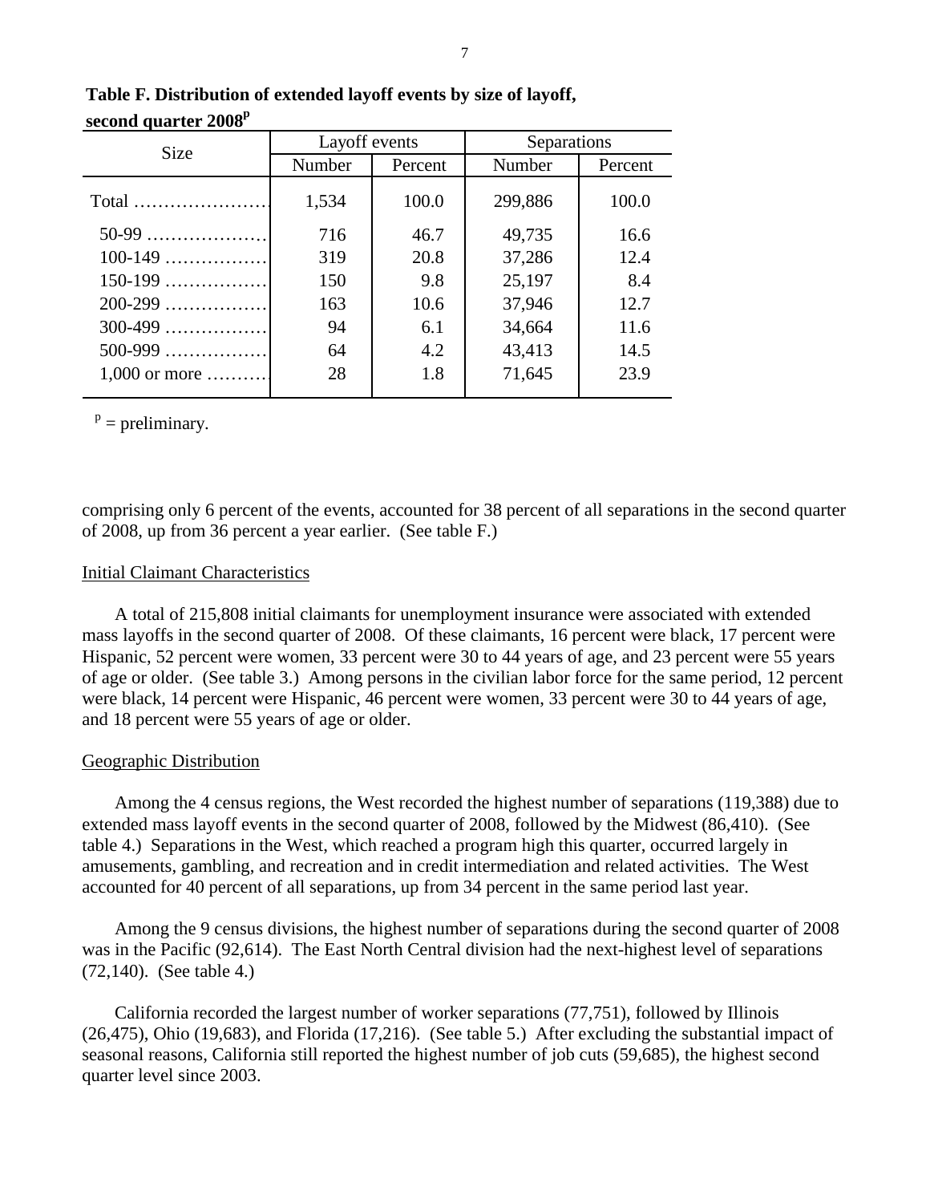**Table F. Distribution of extended layoff events by size of layoff, second quarter 2008[p]**

| Size | Layoff events | | Separations | |
|---|---|---|---|---|
| | Number | Percent | Number | Percent |
| Total | 1,534 | 100.0 | 299,886 | 100.0 |
| 50-99 | 716 | 46.7 | 49,735 | 16.6 |
| 100-149 | 319 | 20.8 | 37,286 | 12.4 |
| 150-199 | 150 | 9.8 | 25,197 | 8.4 |
| 200-299 | 163 | 10.6 | 37,946 | 12.7 |
| 300-499 | 94 | 6.1 | 34,664 | 11.6 |
| 500-999 | 64 | 4.2 | 43,413 | 14.5 |
| 1,000 or more | 28 | 1.8 | 71,645 | 23.9 |

[p] = preliminary.

comprising only 6 percent of the events, accounted for 38 percent of all separations in the second quarter of 2008, up from 36 percent a year earlier. (See table F.)

Initial Claimant Characteristics

A total of 215,808 initial claimants for unemployment insurance were associated with extended mass layoffs in the second quarter of 2008. Of these claimants, 16 percent were black, 17 percent were Hispanic, 52 percent were women, 33 percent were 30 to 44 years of age, and 23 percent were 55 years of age or older. (See table 3.) Among persons in the civilian labor force for the same period, 12 percent were black, 14 percent were Hispanic, 46 percent were women, 33 percent were 30 to 44 years of age, and 18 percent were 55 years of age or older.

Geographic Distribution

Among the 4 census regions, the West recorded the highest number of separations (119,388) due to extended mass layoff events in the second quarter of 2008, followed by the Midwest (86,410). (See table 4.) Separations in the West, which reached a program high this quarter, occurred largely in amusements, gambling, and recreation and in credit intermediation and related activities. The West accounted for 40 percent of all separations, up from 34 percent in the same period last year.

Among the 9 census divisions, the highest number of separations during the second quarter of 2008 was in the Pacific (92,614). The East North Central division had the next-highest level of separations (72,140). (See table 4.)

California recorded the largest number of worker separations (77,751), followed by Illinois (26,475), Ohio (19,683), and Florida (17,216). (See table 5.) After excluding the substantial impact of seasonal reasons, California still reported the highest number of job cuts (59,685), the highest second quarter level since 2003.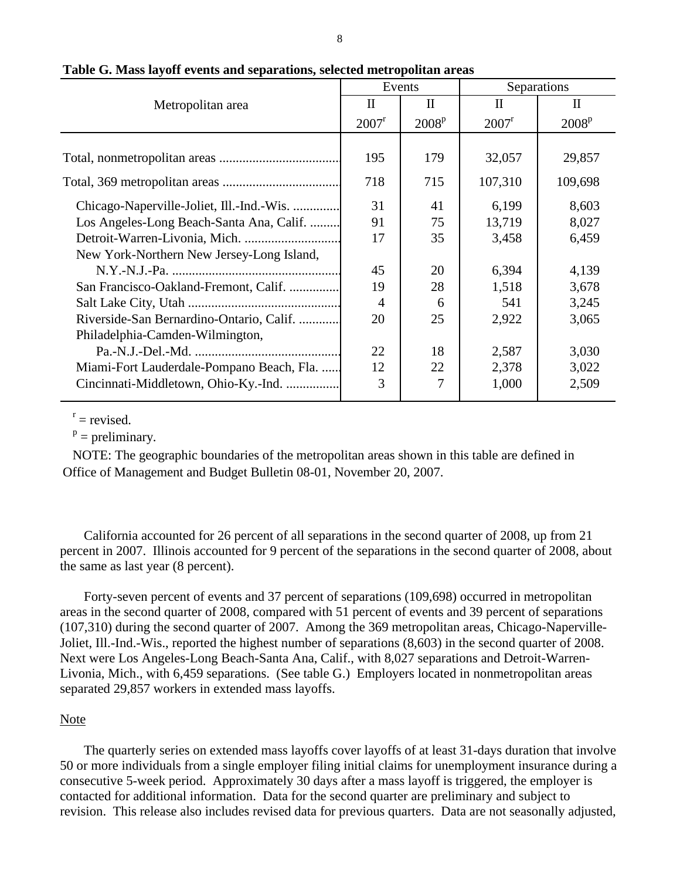**Table G. Mass layoff events and separations, selected metropolitan areas**

| Metropolitan area | Events | | Separations | |
|---|---|---|---|---|
| | II 2007[r] | II 2008[p] | II 2007[r] | II 2008[p] |
| Total, nonmetropolitan areas .................................... | 195 | 179 | 32,057 | 29,857 |
| Total, 369 metropolitan areas ................................... | 718 | 715 | 107,310 | 109,698 |
| Chicago-Naperville-Joliet, Ill.-Ind.-Wis. .............. | 31 | 41 | 6,199 | 8,603 |
| Los Angeles-Long Beach-Santa Ana, Calif. ......... | 91 | 75 | 13,719 | 8,027 |
| Detroit-Warren-Livonia, Mich. ............................ | 17 | 35 | 3,458 | 6,459 |
| New York-Northern New Jersey-Long Island, N.Y.-N.J.-Pa. .................................................. | 45 | 20 | 6,394 | 4,139 |
| San Francisco-Oakland-Fremont, Calif. ............... | 19 | 28 | 1,518 | 3,678 |
| Salt Lake City, Utah ............................................. | 4 | 6 | 541 | 3,245 |
| Riverside-San Bernardino-Ontario, Calif. ............ | 20 | 25 | 2,922 | 3,065 |
| Philadelphia-Camden-Wilmington, Pa.-N.J.-Del.-Md. ........................................... | 22 | 18 | 2,587 | 3,030 |
| Miami-Fort Lauderdale-Pompano Beach, Fla. ...... | 12 | 22 | 2,378 | 3,022 |
| Cincinnati-Middletown, Ohio-Ky.-Ind. ................ | 3 | 7 | 1,000 | 2,509 |

[r] = revised.

[p] = preliminary.

NOTE: The geographic boundaries of the metropolitan areas shown in this table are defined in Office of Management and Budget Bulletin 08-01, November 20, 2007.

California accounted for 26 percent of all separations in the second quarter of 2008, up from 21 percent in 2007. Illinois accounted for 9 percent of the separations in the second quarter of 2008, about the same as last year (8 percent).

Forty-seven percent of events and 37 percent of separations (109,698) occurred in metropolitan areas in the second quarter of 2008, compared with 51 percent of events and 39 percent of separations (107,310) during the second quarter of 2007. Among the 369 metropolitan areas, Chicago-Naperville-Joliet, Ill.-Ind.-Wis., reported the highest number of separations (8,603) in the second quarter of 2008. Next were Los Angeles-Long Beach-Santa Ana, Calif., with 8,027 separations and Detroit-Warren-Livonia, Mich., with 6,459 separations. (See table G.) Employers located in nonmetropolitan areas separated 29,857 workers in extended mass layoffs.

Note

The quarterly series on extended mass layoffs cover layoffs of at least 31-days duration that involve 50 or more individuals from a single employer filing initial claims for unemployment insurance during a consecutive 5-week period. Approximately 30 days after a mass layoff is triggered, the employer is contacted for additional information. Data for the second quarter are preliminary and subject to revision. This release also includes revised data for previous quarters. Data are not seasonally adjusted,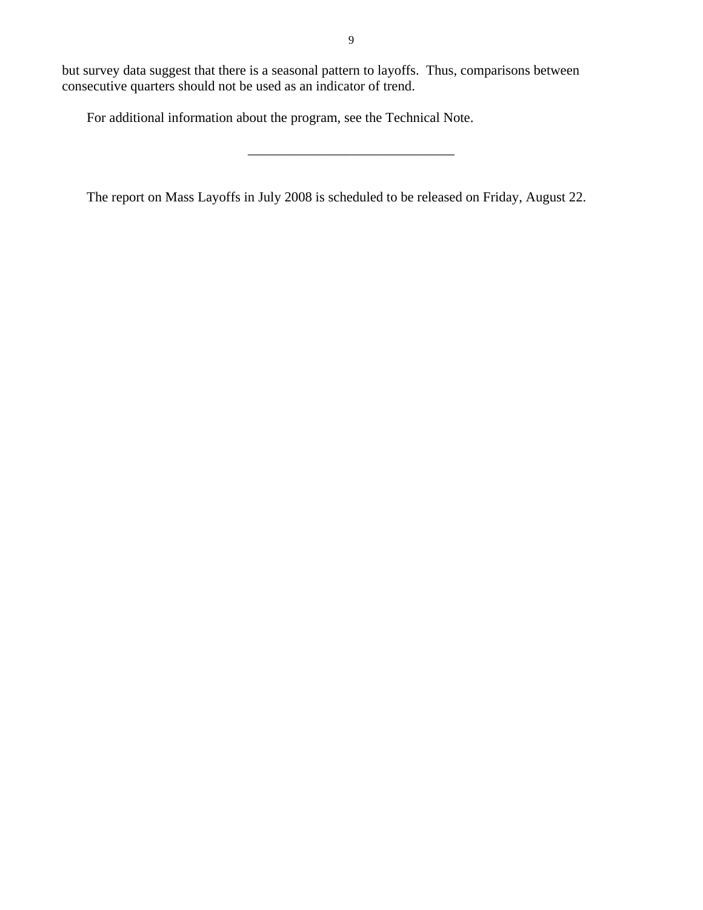but survey data suggest that there is a seasonal pattern to layoffs. Thus, comparisons between consecutive quarters should not be used as an indicator of trend.

For additional information about the program, see the Technical Note.

---

The report on Mass Layoffs in July 2008 is scheduled to be released on Friday, August 22.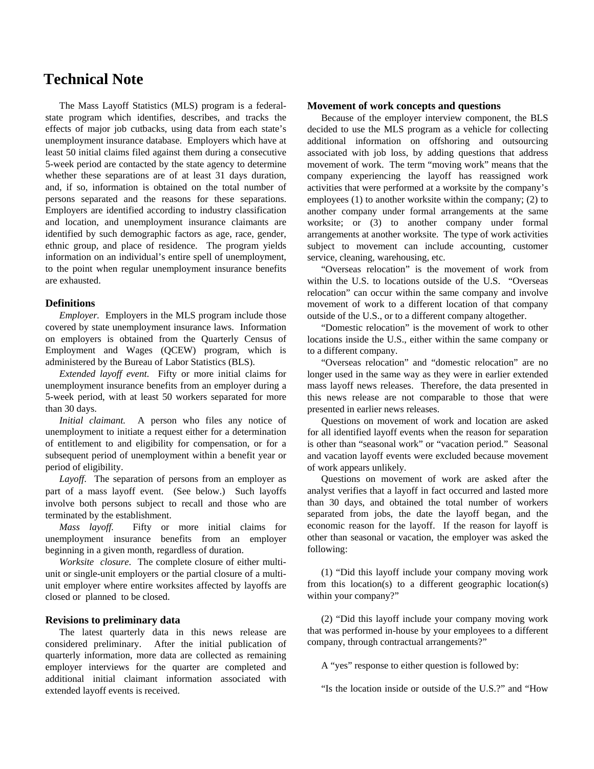# Technical Note

The Mass Layoff Statistics (MLS) program is a federal-state program which identifies, describes, and tracks the effects of major job cutbacks, using data from each state's unemployment insurance database. Employers which have at least 50 initial claims filed against them during a consecutive 5-week period are contacted by the state agency to determine whether these separations are of at least 31 days duration, and, if so, information is obtained on the total number of persons separated and the reasons for these separations. Employers are identified according to industry classification and location, and unemployment insurance claimants are identified by such demographic factors as age, race, gender, ethnic group, and place of residence. The program yields information on an individual's entire spell of unemployment, to the point when regular unemployment insurance benefits are exhausted.

## Definitions

*Employer.* Employers in the MLS program include those covered by state unemployment insurance laws. Information on employers is obtained from the Quarterly Census of Employment and Wages (QCEW) program, which is administered by the Bureau of Labor Statistics (BLS).

*Extended layoff event.* Fifty or more initial claims for unemployment insurance benefits from an employer during a 5-week period, with at least 50 workers separated for more than 30 days.

*Initial claimant.* A person who files any notice of unemployment to initiate a request either for a determination of entitlement to and eligibility for compensation, or for a subsequent period of unemployment within a benefit year or period of eligibility.

*Layoff.* The separation of persons from an employer as part of a mass layoff event. (See below.) Such layoffs involve both persons subject to recall and those who are terminated by the establishment.

*Mass layoff.* Fifty or more initial claims for unemployment insurance benefits from an employer beginning in a given month, regardless of duration.

*Worksite closure.* The complete closure of either multi-unit or single-unit employers or the partial closure of a multi-unit employer where entire worksites affected by layoffs are closed or planned to be closed.

## Revisions to preliminary data

The latest quarterly data in this news release are considered preliminary. After the initial publication of quarterly information, more data are collected as remaining employer interviews for the quarter are completed and additional initial claimant information associated with extended layoff events is received.

## Movement of work concepts and questions

Because of the employer interview component, the BLS decided to use the MLS program as a vehicle for collecting additional information on offshoring and outsourcing associated with job loss, by adding questions that address movement of work. The term "moving work" means that the company experiencing the layoff has reassigned work activities that were performed at a worksite by the company's employees (1) to another worksite within the company; (2) to another company under formal arrangements at the same worksite; or (3) to another company under formal arrangements at another worksite. The type of work activities subject to movement can include accounting, customer service, cleaning, warehousing, etc.

"Overseas relocation" is the movement of work from within the U.S. to locations outside of the U.S. "Overseas relocation" can occur within the same company and involve movement of work to a different location of that company outside of the U.S., or to a different company altogether.

"Domestic relocation" is the movement of work to other locations inside the U.S., either within the same company or to a different company.

"Overseas relocation" and "domestic relocation" are no longer used in the same way as they were in earlier extended mass layoff news releases. Therefore, the data presented in this news release are not comparable to those that were presented in earlier news releases.

Questions on movement of work and location are asked for all identified layoff events when the reason for separation is other than "seasonal work" or "vacation period." Seasonal and vacation layoff events were excluded because movement of work appears unlikely.

Questions on movement of work are asked after the analyst verifies that a layoff in fact occurred and lasted more than 30 days, and obtained the total number of workers separated from jobs, the date the layoff began, and the economic reason for the layoff. If the reason for layoff is other than seasonal or vacation, the employer was asked the following:

(1) "Did this layoff include your company moving work from this location(s) to a different geographic location(s) within your company?"

(2) "Did this layoff include your company moving work that was performed in-house by your employees to a different company, through contractual arrangements?"

A "yes" response to either question is followed by:

"Is the location inside or outside of the U.S.?" and "How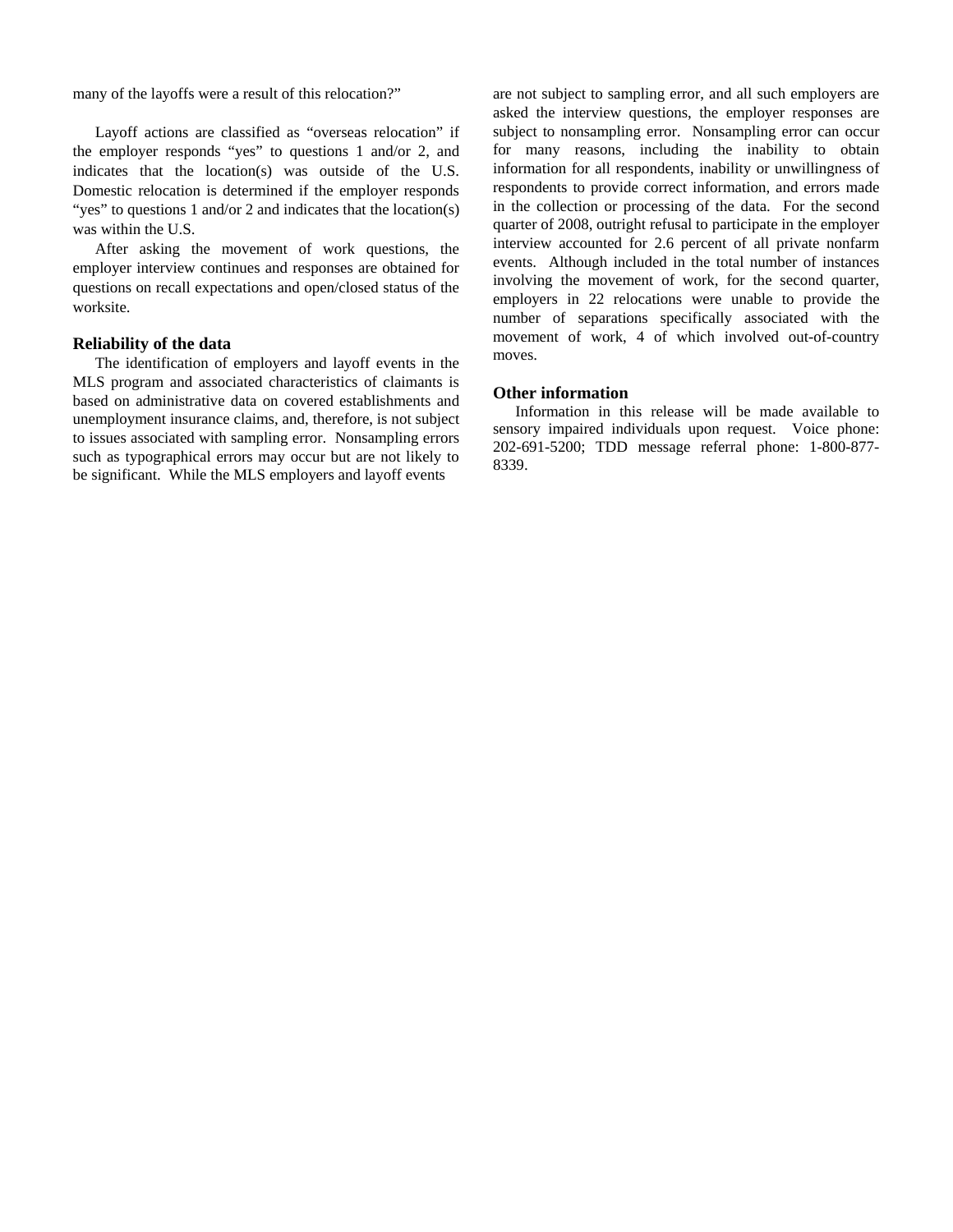many of the layoffs were a result of this relocation?"

Layoff actions are classified as "overseas relocation" if the employer responds "yes" to questions 1 and/or 2, and indicates that the location(s) was outside of the U.S. Domestic relocation is determined if the employer responds "yes" to questions 1 and/or 2 and indicates that the location(s) was within the U.S.

After asking the movement of work questions, the employer interview continues and responses are obtained for questions on recall expectations and open/closed status of the worksite.

### Reliability of the data

The identification of employers and layoff events in the MLS program and associated characteristics of claimants is based on administrative data on covered establishments and unemployment insurance claims, and, therefore, is not subject to issues associated with sampling error. Nonsampling errors such as typographical errors may occur but are not likely to be significant. While the MLS employers and layoff events are not subject to sampling error, and all such employers are asked the interview questions, the employer responses are subject to nonsampling error. Nonsampling error can occur for many reasons, including the inability to obtain information for all respondents, inability or unwillingness of respondents to provide correct information, and errors made in the collection or processing of the data. For the second quarter of 2008, outright refusal to participate in the employer interview accounted for 2.6 percent of all private nonfarm events. Although included in the total number of instances involving the movement of work, for the second quarter, employers in 22 relocations were unable to provide the number of separations specifically associated with the movement of work, 4 of which involved out-of-country moves.

### Other information

Information in this release will be made available to sensory impaired individuals upon request. Voice phone: 202-691-5200; TDD message referral phone: 1-800-877-8339.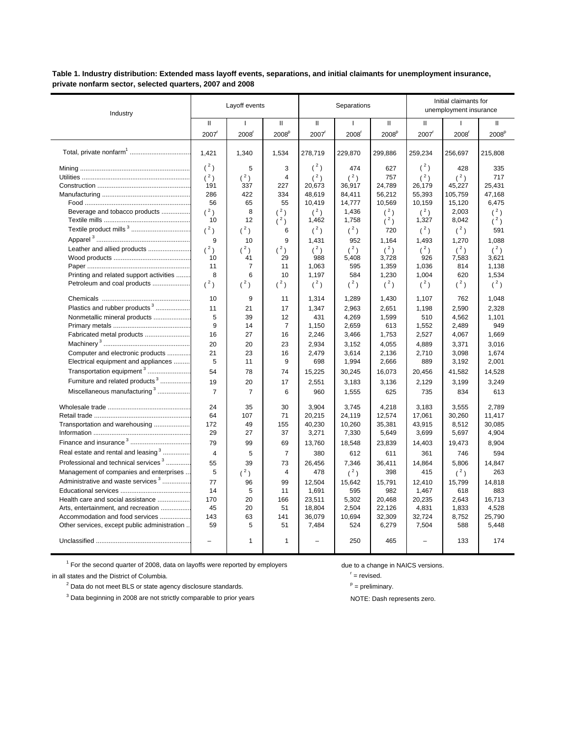**Table 1. Industry distribution: Extended mass layoff events, separations, and initial claimants for unemployment insurance, private nonfarm sector, selected quarters, 2007 and 2008**

| Industry | Layoff events | | | Separations | | | Initial claimants for unemployment insurance | | |
|---|---|---|---|---|---|---|---|---|---|
| | II 2007[r] | I 2008[r] | II 2008[p] | II 2007[r] | I 2008[r] | II 2008[p] | II 2007[r] | I 2008[r] | II 2008[p] |
| Total, private nonfarm[1] | 1,421 | 1,340 | 1,534 | 278,719 | 229,870 | 299,886 | 259,234 | 256,697 | 215,808 |
| Mining | ([2]) | 5 | 3 | ([2]) | 474 | 627 | ([2]) | 428 | 335 |
| Utilities | ([2]) | ([2]) | 4 | ([2]) | ([2]) | 757 | ([2]) | ([2]) | 717 |
| Construction | 191 | 337 | 227 | 20,673 | 36,917 | 24,789 | 26,179 | 45,227 | 25,431 |
| Manufacturing | 286 | 422 | 334 | 48,619 | 84,411 | 56,212 | 55,393 | 105,759 | 47,168 |
| Food | 56 | 65 | 55 | 10,419 | 14,777 | 10,569 | 10,159 | 15,120 | 6,475 |
| Beverage and tobacco products | ([2]) | 8 | ([2]) | ([2]) | 1,436 | ([2]) | ([2]) | 2,003 | ([2]) |
| Textile mills | 10 | 12 | ([2]) | 1,462 | 1,758 | ([2]) | 1,327 | 8,042 | ([2]) |
| Textile product mills[3] | ([2]) | ([2]) | 6 | ([2]) | ([2]) | 720 | ([2]) | ([2]) | 591 |
| Apparel[3] | 9 | 10 | 9 | 1,431 | 952 | 1,164 | 1,493 | 1,270 | 1,088 |
| Leather and allied products | ([2]) | ([2]) | ([2]) | ([2]) | ([2]) | ([2]) | ([2]) | ([2]) | ([2]) |
| Wood products | 10 | 41 | 29 | 988 | 5,408 | 3,728 | 926 | 7,583 | 3,621 |
| Paper | 11 | 7 | 11 | 1,063 | 595 | 1,359 | 1,036 | 814 | 1,138 |
| Printing and related support activities | 8 | 6 | 10 | 1,197 | 584 | 1,230 | 1,004 | 620 | 1,534 |
| Petroleum and coal products | ([2]) | ([2]) | ([2]) | ([2]) | ([2]) | ([2]) | ([2]) | ([2]) | ([2]) |
| Chemicals | 10 | 9 | 11 | 1,314 | 1,289 | 1,430 | 1,107 | 762 | 1,048 |
| Plastics and rubber products[3] | 11 | 21 | 17 | 1,347 | 2,963 | 2,651 | 1,198 | 2,590 | 2,328 |
| Nonmetallic mineral products | 5 | 39 | 12 | 431 | 4,269 | 1,599 | 510 | 4,562 | 1,101 |
| Primary metals | 9 | 14 | 7 | 1,150 | 2,659 | 613 | 1,552 | 2,489 | 949 |
| Fabricated metal products | 16 | 27 | 16 | 2,246 | 3,466 | 1,753 | 2,527 | 4,067 | 1,669 |
| Machinery[3] | 20 | 20 | 23 | 2,934 | 3,152 | 4,055 | 4,889 | 3,371 | 3,016 |
| Computer and electronic products | 21 | 23 | 16 | 2,479 | 3,614 | 2,136 | 2,710 | 3,098 | 1,674 |
| Electrical equipment and appliances | 5 | 11 | 9 | 698 | 1,994 | 2,666 | 889 | 3,192 | 2,001 |
| Transportation equipment[3] | 54 | 78 | 74 | 15,225 | 30,245 | 16,073 | 20,456 | 41,582 | 14,528 |
| Furniture and related products[3] | 19 | 20 | 17 | 2,551 | 3,183 | 3,136 | 2,129 | 3,199 | 3,249 |
| Miscellaneous manufacturing[3] | 7 | 7 | 6 | 960 | 1,555 | 625 | 735 | 834 | 613 |
| Wholesale trade | 24 | 35 | 30 | 3,904 | 3,745 | 4,218 | 3,183 | 3,555 | 2,789 |
| Retail trade | 64 | 107 | 71 | 20,215 | 24,119 | 12,574 | 17,061 | 30,260 | 11,417 |
| Transportation and warehousing | 172 | 49 | 155 | 40,230 | 10,260 | 35,381 | 43,915 | 8,512 | 30,085 |
| Information | 29 | 27 | 37 | 3,271 | 7,330 | 5,649 | 3,699 | 5,697 | 4,904 |
| Finance and insurance[3] | 79 | 99 | 69 | 13,760 | 18,548 | 23,839 | 14,403 | 19,473 | 8,904 |
| Real estate and rental and leasing[3] | 4 | 5 | 7 | 380 | 612 | 611 | 361 | 746 | 594 |
| Professional and technical services[3] | 55 | 39 | 73 | 26,456 | 7,346 | 36,411 | 14,864 | 5,806 | 14,847 |
| Management of companies and enterprises | 5 | ([2]) | 4 | 478 | ([2]) | 398 | 415 | ([2]) | 263 |
| Administrative and waste services[3] | 77 | 96 | 99 | 12,504 | 15,642 | 15,791 | 12,410 | 15,799 | 14,818 |
| Educational services | 14 | 5 | 11 | 1,691 | 595 | 982 | 1,467 | 618 | 883 |
| Health care and social assistance | 170 | 20 | 166 | 23,511 | 5,302 | 20,468 | 20,235 | 2,643 | 16,713 |
| Arts, entertainment, and recreation | 45 | 20 | 51 | 18,804 | 2,504 | 22,126 | 4,831 | 1,833 | 4,528 |
| Accommodation and food services | 143 | 63 | 141 | 36,079 | 10,694 | 32,309 | 32,724 | 8,752 | 25,790 |
| Other services, except public administration | 59 | 5 | 51 | 7,484 | 524 | 6,279 | 7,504 | 588 | 5,448 |
| Unclassified | – | 1 | 1 | – | 250 | 465 | – | 133 | 174 |

[1] For the second quarter of 2008, data on layoffs were reported by employers in all states and the District of Columbia.

[2] Data do not meet BLS or state agency disclosure standards.

[3] Data beginning in 2008 are not strictly comparable to prior years due to a change in NAICS versions.

[r] = revised.

[p] = preliminary.

NOTE: Dash represents zero.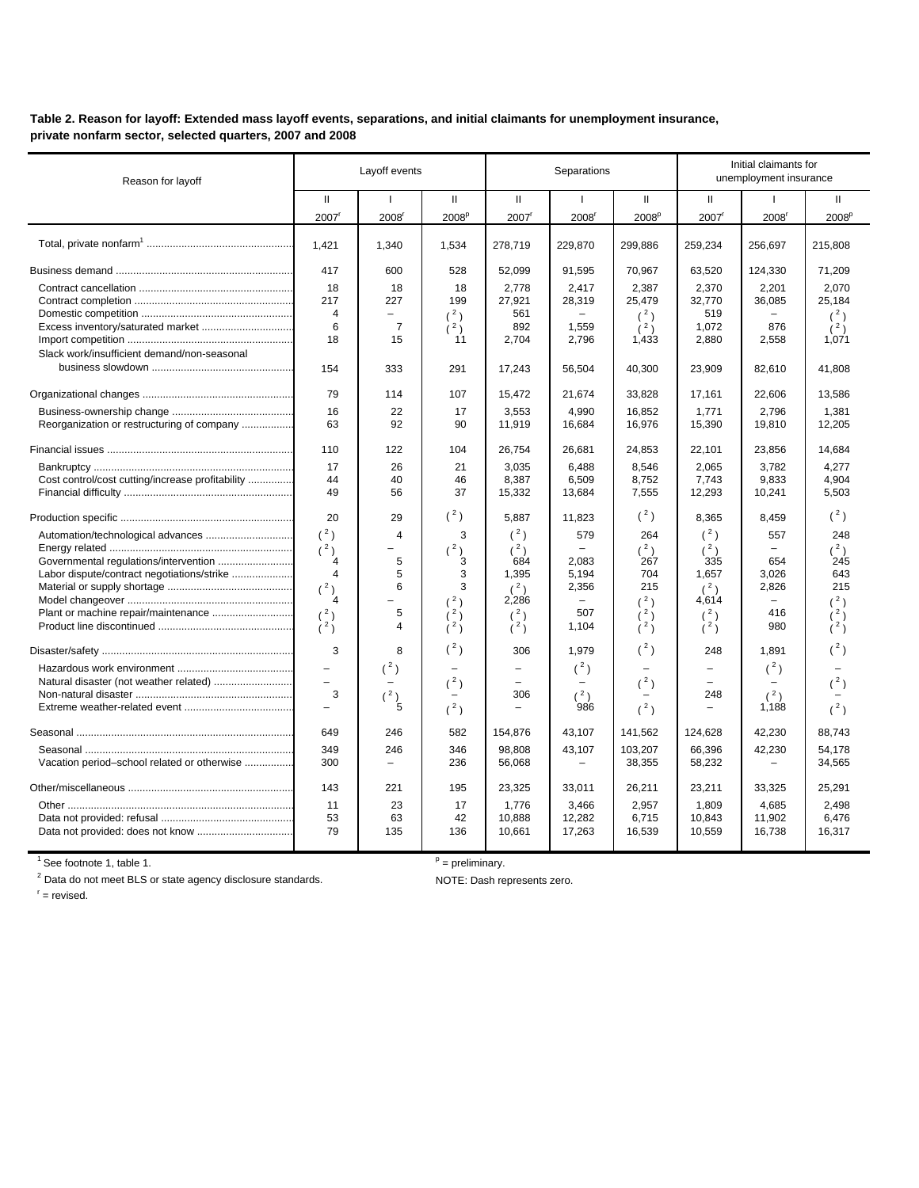**Table 2. Reason for layoff: Extended mass layoff events, separations, and initial claimants for unemployment insurance, private nonfarm sector, selected quarters, 2007 and 2008**

| Reason for layoff | Layoff events | | | Separations | | | Initial claimants for unemployment insurance | | |
|---|---|---|---|---|---|---|---|---|---|
| | II 2007[r] | I 2008[r] | II 2008[p] | II 2007[r] | I 2008[r] | II 2008[p] | II 2007[r] | I 2008[r] | II 2008[p] |
| Total, private nonfarm[1] | 1,421 | 1,340 | 1,534 | 278,719 | 229,870 | 299,886 | 259,234 | 256,697 | 215,808 |
| Business demand | 417 | 600 | 528 | 52,099 | 91,595 | 70,967 | 63,520 | 124,330 | 71,209 |
| Contract cancellation | 18 | 18 | 18 | 2,778 | 2,417 | 2,387 | 2,370 | 2,201 | 2,070 |
| Contract completion | 217 | 227 | 199 | 27,921 | 28,319 | 25,479 | 32,770 | 36,085 | 25,184 |
| Domestic competition | 4 | – | (2) | 561 | – | (2) | 519 | – | (2) |
| Excess inventory/saturated market | 6 | 7 | (2) | 892 | 1,559 | (2) | 1,072 | 876 | (2) |
| Import competition | 18 | 15 | 11 | 2,704 | 2,796 | 1,433 | 2,880 | 2,558 | 1,071 |
| Slack work/insufficient demand/non-seasonal business slowdown | 154 | 333 | 291 | 17,243 | 56,504 | 40,300 | 23,909 | 82,610 | 41,808 |
| Organizational changes | 79 | 114 | 107 | 15,472 | 21,674 | 33,828 | 17,161 | 22,606 | 13,586 |
| Business-ownership change | 16 | 22 | 17 | 3,553 | 4,990 | 16,852 | 1,771 | 2,796 | 1,381 |
| Reorganization or restructuring of company | 63 | 92 | 90 | 11,919 | 16,684 | 16,976 | 15,390 | 19,810 | 12,205 |
| Financial issues | 110 | 122 | 104 | 26,754 | 26,681 | 24,853 | 22,101 | 23,856 | 14,684 |
| Bankruptcy | 17 | 26 | 21 | 3,035 | 6,488 | 8,546 | 2,065 | 3,782 | 4,277 |
| Cost control/cost cutting/increase profitability | 44 | 40 | 46 | 8,387 | 6,509 | 8,752 | 7,743 | 9,833 | 4,904 |
| Financial difficulty | 49 | 56 | 37 | 15,332 | 13,684 | 7,555 | 12,293 | 10,241 | 5,503 |
| Production specific | 20 | 29 | (2) | 5,887 | 11,823 | (2) | 8,365 | 8,459 | (2) |
| Automation/technological advances | (2) | 4 | 3 | (2) | 579 | 264 | (2) | 557 | 248 |
| Energy related | (2) | – | (2) | (2) | – | (2) | (2) | – | (2) |
| Governmental regulations/intervention | 4 | 5 | 3 | 684 | 2,083 | 267 | 335 | 654 | 245 |
| Labor dispute/contract negotiations/strike | 4 | 5 | 3 | 1,395 | 5,194 | 704 | 1,657 | 3,026 | 643 |
| Material or supply shortage | (2) | 6 | 3 | (2) | 2,356 | 215 | (2) | 2,826 | 215 |
| Model changeover | 4 | – | (2) | 2,286 | – | (2) | 4,614 | – | (2) |
| Plant or machine repair/maintenance | (2) | 5 | (2) | (2) | 507 | (2) | (2) | 416 | (2) |
| Product line discontinued | (2) | 4 | (2) | (2) | 1,104 | (2) | (2) | 980 | (2) |
| Disaster/safety | 3 | 8 | (2) | 306 | 1,979 | (2) | 248 | 1,891 | (2) |
| Hazardous work environment | – | (2) | – | – | (2) | – | – | (2) | – |
| Natural disaster (not weather related) | – | – | (2) | – | – | (2) | – | – | (2) |
| Non-natural disaster | 3 | (2) | – | 306 | (2) | – | 248 | (2) | – |
| Extreme weather-related event | – | 5 | (2) | – | 986 | (2) | – | 1,188 | (2) |
| Seasonal | 649 | 246 | 582 | 154,876 | 43,107 | 141,562 | 124,628 | 42,230 | 88,743 |
| Seasonal | 349 | 246 | 346 | 98,808 | 43,107 | 103,207 | 66,396 | 42,230 | 54,178 |
| Vacation period–school related or otherwise | 300 | – | 236 | 56,068 | – | 38,355 | 58,232 | – | 34,565 |
| Other/miscellaneous | 143 | 221 | 195 | 23,325 | 33,011 | 26,211 | 23,211 | 33,325 | 25,291 |
| Other | 11 | 23 | 17 | 1,776 | 3,466 | 2,957 | 1,809 | 4,685 | 2,498 |
| Data not provided: refusal | 53 | 63 | 42 | 10,888 | 12,282 | 6,715 | 10,843 | 11,902 | 6,476 |
| Data not provided: does not know | 79 | 135 | 136 | 10,661 | 17,263 | 16,539 | 10,559 | 16,738 | 16,317 |

[1] See footnote 1, table 1.

[2] Data do not meet BLS or state agency disclosure standards.

[r] = revised.

[p] = preliminary.

NOTE: Dash represents zero.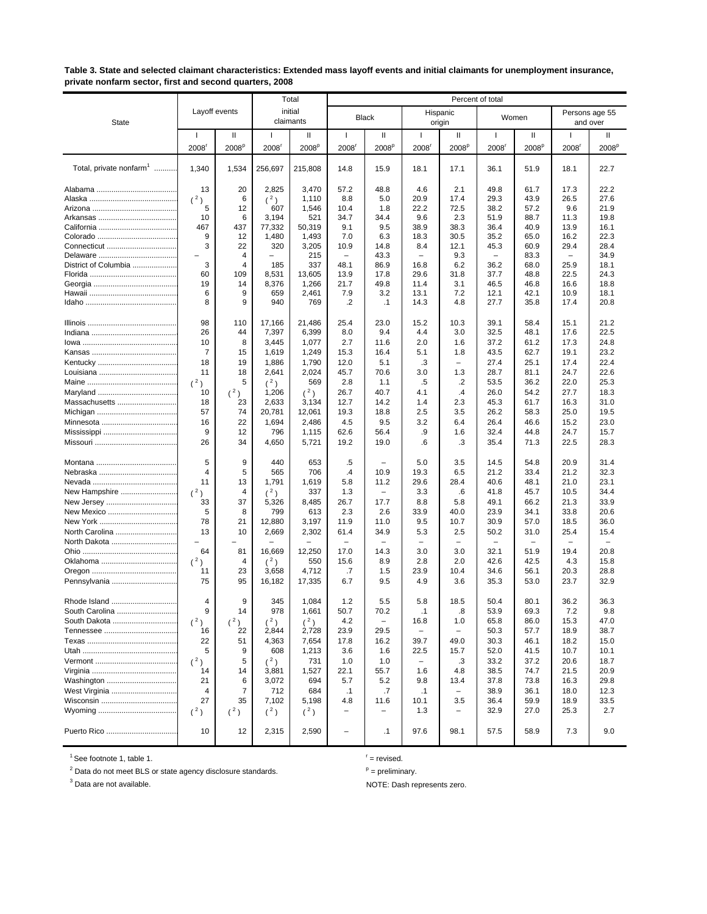**Table 3. State and selected claimant characteristics: Extended mass layoff events and initial claimants for unemployment insurance, private nonfarm sector, first and second quarters, 2008**

| State | Layoff events | | Total initial claimants | | Percent of total | | | | | | | |
|---|---|---|---|---|---|---|---|---|---|---|---|---|
| | | | | | Black | | Hispanic origin | | Women | | Persons age 55 and over | |
| | I 2008[r] | II 2008[p] | I 2008[r] | II 2008[p] | I 2008[r] | II 2008[p] | I 2008[r] | II 2008[p] | I 2008[r] | II 2008[p] | I 2008[r] | II 2008[p] |
| Total, private nonfarm[1] | 1,340 | 1,534 | 256,697 | 215,808 | 14.8 | 15.9 | 18.1 | 17.1 | 36.1 | 51.9 | 18.1 | 22.7 |
| Alabama | 13 | 20 | 2,825 | 3,470 | 57.2 | 48.8 | 4.6 | 2.1 | 49.8 | 61.7 | 17.3 | 22.2 |
| Alaska | ( 2 ) | 6 | ( 2 ) | 1,110 | 8.8 | 5.0 | 20.9 | 17.4 | 29.3 | 43.9 | 26.5 | 27.6 |
| Arizona | 5 | 12 | 607 | 1,546 | 10.4 | 1.8 | 22.2 | 72.5 | 38.2 | 57.2 | 9.6 | 21.9 |
| Arkansas | 10 | 6 | 3,194 | 521 | 34.7 | 34.4 | 9.6 | 2.3 | 51.9 | 88.7 | 11.3 | 19.8 |
| California | 467 | 437 | 77,332 | 50,319 | 9.1 | 9.5 | 38.9 | 38.3 | 36.4 | 40.9 | 13.9 | 16.1 |
| Colorado | 9 | 12 | 1,480 | 1,493 | 7.0 | 6.3 | 18.3 | 30.5 | 35.2 | 65.0 | 16.2 | 22.3 |
| Connecticut | 3 | 22 | 320 | 3,205 | 10.9 | 14.8 | 8.4 | 12.1 | 45.3 | 60.9 | 29.4 | 28.4 |
| Delaware | – | 4 | – | 215 | – | 43.3 | – | 9.3 | – | 83.3 | – | 34.9 |
| District of Columbia | 3 | 4 | 185 | 337 | 48.1 | 86.9 | 16.8 | 6.2 | 36.2 | 68.0 | 25.9 | 18.1 |
| Florida | 60 | 109 | 8,531 | 13,605 | 13.9 | 17.8 | 29.6 | 31.8 | 37.7 | 48.8 | 22.5 | 24.3 |
| Georgia | 19 | 14 | 8,376 | 1,266 | 21.7 | 49.8 | 11.4 | 3.1 | 46.5 | 46.8 | 16.6 | 18.8 |
| Hawaii | 6 | 9 | 659 | 2,461 | 7.9 | 3.2 | 13.1 | 7.2 | 12.1 | 42.1 | 10.9 | 18.1 |
| Idaho | 8 | 9 | 940 | 769 | .2 | .1 | 14.3 | 4.8 | 27.7 | 35.8 | 17.4 | 20.8 |
| Illinois | 98 | 110 | 17,166 | 21,486 | 25.4 | 23.0 | 15.2 | 10.3 | 39.1 | 58.4 | 15.1 | 21.2 |
| Indiana | 26 | 44 | 7,397 | 6,399 | 8.0 | 9.4 | 4.4 | 3.0 | 32.5 | 48.1 | 17.6 | 22.5 |
| Iowa | 10 | 8 | 3,445 | 1,077 | 2.7 | 11.6 | 2.0 | 1.6 | 37.2 | 61.2 | 17.3 | 24.8 |
| Kansas | 7 | 15 | 1,619 | 1,249 | 15.3 | 16.4 | 5.1 | 1.8 | 43.5 | 62.7 | 19.1 | 23.2 |
| Kentucky | 18 | 19 | 1,886 | 1,790 | 12.0 | 5.1 | .3 | – | 27.4 | 25.1 | 17.4 | 22.4 |
| Louisiana | 11 | 18 | 2,641 | 2,024 | 45.7 | 70.6 | 3.0 | 1.3 | 28.7 | 81.1 | 24.7 | 22.6 |
| Maine | ( 2 ) | 5 | ( 2 ) | 569 | 2.8 | 1.1 | .5 | .2 | 53.5 | 36.2 | 22.0 | 25.3 |
| Maryland | 10 | ( 2 ) | 1,206 | ( 2 ) | 26.7 | 40.7 | 4.1 | .4 | 26.0 | 54.2 | 27.7 | 18.3 |
| Massachusetts | 18 | 23 | 2,633 | 3,134 | 12.7 | 14.2 | 1.4 | 2.3 | 45.3 | 61.7 | 16.3 | 31.0 |
| Michigan | 57 | 74 | 20,781 | 12,061 | 19.3 | 18.8 | 2.5 | 3.5 | 26.2 | 58.3 | 25.0 | 19.5 |
| Minnesota | 16 | 22 | 1,694 | 2,486 | 4.5 | 9.5 | 3.2 | 6.4 | 26.4 | 46.6 | 15.2 | 23.0 |
| Mississippi | 9 | 12 | 796 | 1,115 | 62.6 | 56.4 | .9 | 1.6 | 32.4 | 44.8 | 24.7 | 15.7 |
| Missouri | 26 | 34 | 4,650 | 5,721 | 19.2 | 19.0 | .6 | .3 | 35.4 | 71.3 | 22.5 | 28.3 |
| Montana | 5 | 9 | 440 | 653 | .5 | – | 5.0 | 3.5 | 14.5 | 54.8 | 20.9 | 31.4 |
| Nebraska | 4 | 5 | 565 | 706 | .4 | 10.9 | 19.3 | 6.5 | 21.2 | 33.4 | 21.2 | 32.3 |
| Nevada | 11 | 13 | 1,791 | 1,619 | 5.8 | 11.2 | 29.6 | 28.4 | 40.6 | 48.1 | 21.0 | 23.1 |
| New Hampshire | ( 2 ) | 4 | ( 2 ) | 337 | 1.3 | – | 3.3 | .6 | 41.8 | 45.7 | 10.5 | 34.4 |
| New Jersey | 33 | 37 | 5,326 | 8,485 | 26.7 | 17.7 | 8.8 | 5.8 | 49.1 | 66.2 | 21.3 | 33.9 |
| New Mexico | 5 | 8 | 799 | 613 | 2.3 | 2.6 | 33.9 | 40.0 | 23.9 | 34.1 | 33.8 | 20.6 |
| New York | 78 | 21 | 12,880 | 3,197 | 11.9 | 11.0 | 9.5 | 10.7 | 30.9 | 57.0 | 18.5 | 36.0 |
| North Carolina | 13 | 10 | 2,669 | 2,302 | 61.4 | 34.9 | 5.3 | 2.5 | 50.2 | 31.0 | 25.4 | 15.4 |
| North Dakota | – | – | – | – | – | – | – | – | – | – | – | – |
| Ohio | 64 | 81 | 16,669 | 12,250 | 17.0 | 14.3 | 3.0 | 3.0 | 32.1 | 51.9 | 19.4 | 20.8 |
| Oklahoma | ( 2 ) | 4 | ( 2 ) | 550 | 15.6 | 8.9 | 2.8 | 2.0 | 42.6 | 42.5 | 4.3 | 15.8 |
| Oregon | 11 | 23 | 3,658 | 4,712 | .7 | 1.5 | 23.9 | 10.4 | 34.6 | 56.1 | 20.3 | 28.8 |
| Pennsylvania | 75 | 95 | 16,182 | 17,335 | 6.7 | 9.5 | 4.9 | 3.6 | 35.3 | 53.0 | 23.7 | 32.9 |
| Rhode Island | 4 | 9 | 345 | 1,084 | 1.2 | 5.5 | 5.8 | 18.5 | 50.4 | 80.1 | 36.2 | 36.3 |
| South Carolina | 9 | 14 | 978 | 1,661 | 50.7 | 70.2 | .1 | .8 | 53.9 | 69.3 | 7.2 | 9.8 |
| South Dakota | ( 2 ) | ( 2 ) | ( 2 ) | ( 2 ) | 4.2 | – | 16.8 | 1.0 | 65.8 | 86.0 | 15.3 | 47.0 |
| Tennessee | 16 | 22 | 2,844 | 2,728 | 23.9 | 29.5 | – | – | 50.3 | 57.7 | 18.9 | 38.7 |
| Texas | 22 | 51 | 4,363 | 7,654 | 17.8 | 16.2 | 39.7 | 49.0 | 30.3 | 46.1 | 18.2 | 15.0 |
| Utah | 5 | 9 | 608 | 1,213 | 3.6 | 1.6 | 22.5 | 15.7 | 52.0 | 41.5 | 10.7 | 10.1 |
| Vermont | ( 2 ) | 5 | ( 2 ) | 731 | 1.0 | 1.0 | – | .3 | 33.2 | 37.2 | 20.6 | 18.7 |
| Virginia | 14 | 14 | 3,881 | 1,527 | 22.1 | 55.7 | 1.6 | 4.8 | 38.5 | 74.7 | 21.5 | 20.9 |
| Washington | 21 | 6 | 3,072 | 694 | 5.7 | 5.2 | 9.8 | 13.4 | 37.8 | 73.8 | 16.3 | 29.8 |
| West Virginia | 4 | 7 | 712 | 684 | .1 | .7 | .1 | – | 38.9 | 36.1 | 18.0 | 12.3 |
| Wisconsin | 27 | 35 | 7,102 | 5,198 | 4.8 | 11.6 | 10.1 | 3.5 | 36.4 | 59.9 | 18.9 | 33.5 |
| Wyoming | ( 2 ) | ( 2 ) | ( 2 ) | ( 2 ) | – | – | 1.3 | – | 32.9 | 27.0 | 25.3 | 2.7 |
| Puerto Rico | 10 | 12 | 2,315 | 2,590 | – | .1 | 97.6 | 98.1 | 57.5 | 58.9 | 7.3 | 9.0 |

[1] See footnote 1, table 1.

[2] Data do not meet BLS or state agency disclosure standards.

[3] Data are not available.

[r] = revised.

[p] = preliminary.

NOTE: Dash represents zero.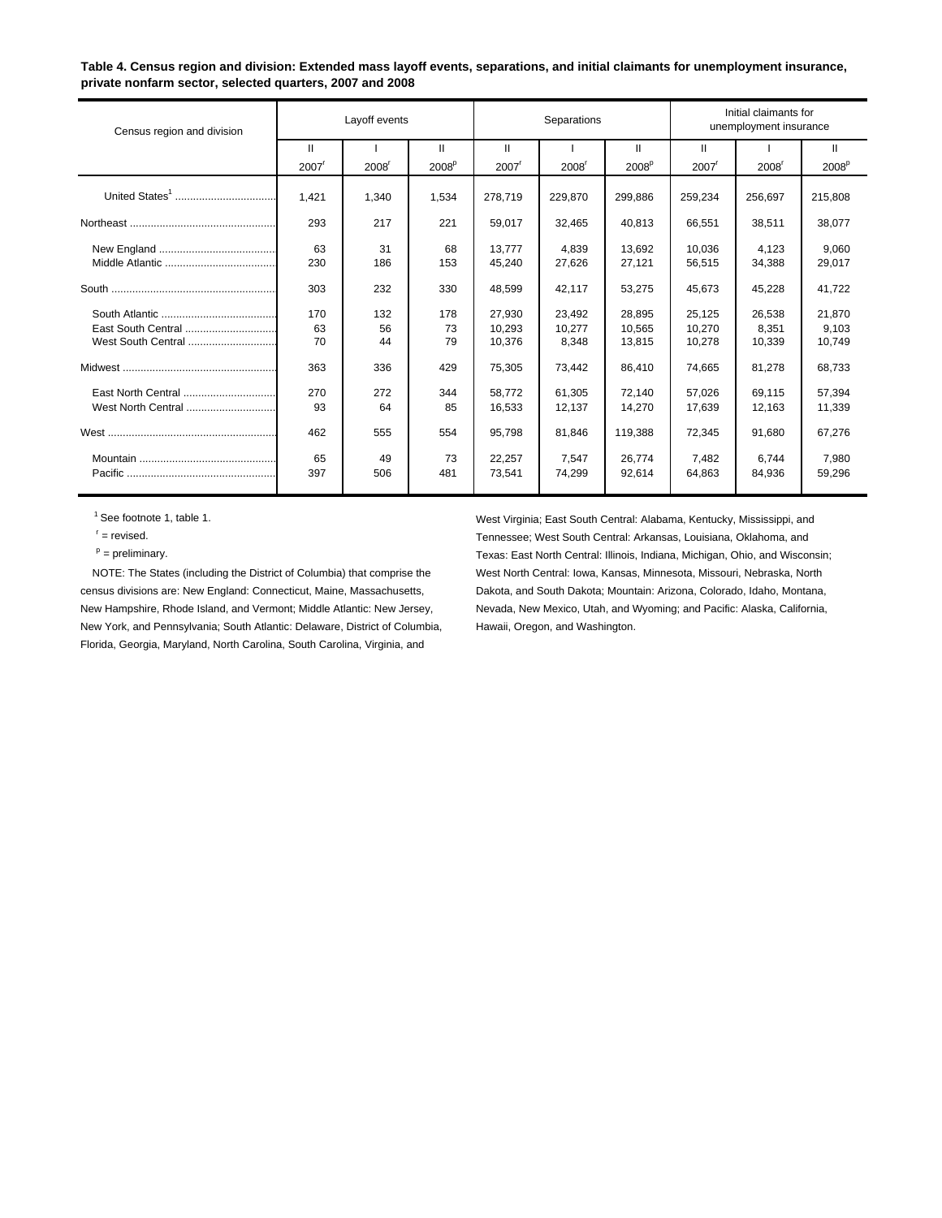**Table 4. Census region and division: Extended mass layoff events, separations, and initial claimants for unemployment insurance, private nonfarm sector, selected quarters, 2007 and 2008**

| Census region and division | Layoff events | | | Separations | | | Initial claimants for unemployment insurance | | |
|---|---|---|---|---|---|---|---|---|---|
| | II 2007[r] | I 2008[r] | II 2008[p] | II 2007[r] | I 2008[r] | II 2008[p] | II 2007[r] | I 2008[r] | II 2008[p] |
| United States[1] | 1,421 | 1,340 | 1,534 | 278,719 | 229,870 | 299,886 | 259,234 | 256,697 | 215,808 |
| Northeast | 293 | 217 | 221 | 59,017 | 32,465 | 40,813 | 66,551 | 38,511 | 38,077 |
| New England | 63 | 31 | 68 | 13,777 | 4,839 | 13,692 | 10,036 | 4,123 | 9,060 |
| Middle Atlantic | 230 | 186 | 153 | 45,240 | 27,626 | 27,121 | 56,515 | 34,388 | 29,017 |
| South | 303 | 232 | 330 | 48,599 | 42,117 | 53,275 | 45,673 | 45,228 | 41,722 |
| South Atlantic | 170 | 132 | 178 | 27,930 | 23,492 | 28,895 | 25,125 | 26,538 | 21,870 |
| East South Central | 63 | 56 | 73 | 10,293 | 10,277 | 10,565 | 10,270 | 8,351 | 9,103 |
| West South Central | 70 | 44 | 79 | 10,376 | 8,348 | 13,815 | 10,278 | 10,339 | 10,749 |
| Midwest | 363 | 336 | 429 | 75,305 | 73,442 | 86,410 | 74,665 | 81,278 | 68,733 |
| East North Central | 270 | 272 | 344 | 58,772 | 61,305 | 72,140 | 57,026 | 69,115 | 57,394 |
| West North Central | 93 | 64 | 85 | 16,533 | 12,137 | 14,270 | 17,639 | 12,163 | 11,339 |
| West | 462 | 555 | 554 | 95,798 | 81,846 | 119,388 | 72,345 | 91,680 | 67,276 |
| Mountain | 65 | 49 | 73 | 22,257 | 7,547 | 26,774 | 7,482 | 6,744 | 7,980 |
| Pacific | 397 | 506 | 481 | 73,541 | 74,299 | 92,614 | 64,863 | 84,936 | 59,296 |

[1] See footnote 1, table 1.

[r] = revised.

[p] = preliminary.

NOTE: The States (including the District of Columbia) that comprise the census divisions are: New England: Connecticut, Maine, Massachusetts, New Hampshire, Rhode Island, and Vermont; Middle Atlantic: New Jersey, New York, and Pennsylvania; South Atlantic: Delaware, District of Columbia, Florida, Georgia, Maryland, North Carolina, South Carolina, Virginia, and West Virginia; East South Central: Alabama, Kentucky, Mississippi, and Tennessee; West South Central: Arkansas, Louisiana, Oklahoma, and Texas: East North Central: Illinois, Indiana, Michigan, Ohio, and Wisconsin; West North Central: Iowa, Kansas, Minnesota, Missouri, Nebraska, North Dakota, and South Dakota; Mountain: Arizona, Colorado, Idaho, Montana, Nevada, New Mexico, Utah, and Wyoming; and Pacific: Alaska, California, Hawaii, Oregon, and Washington.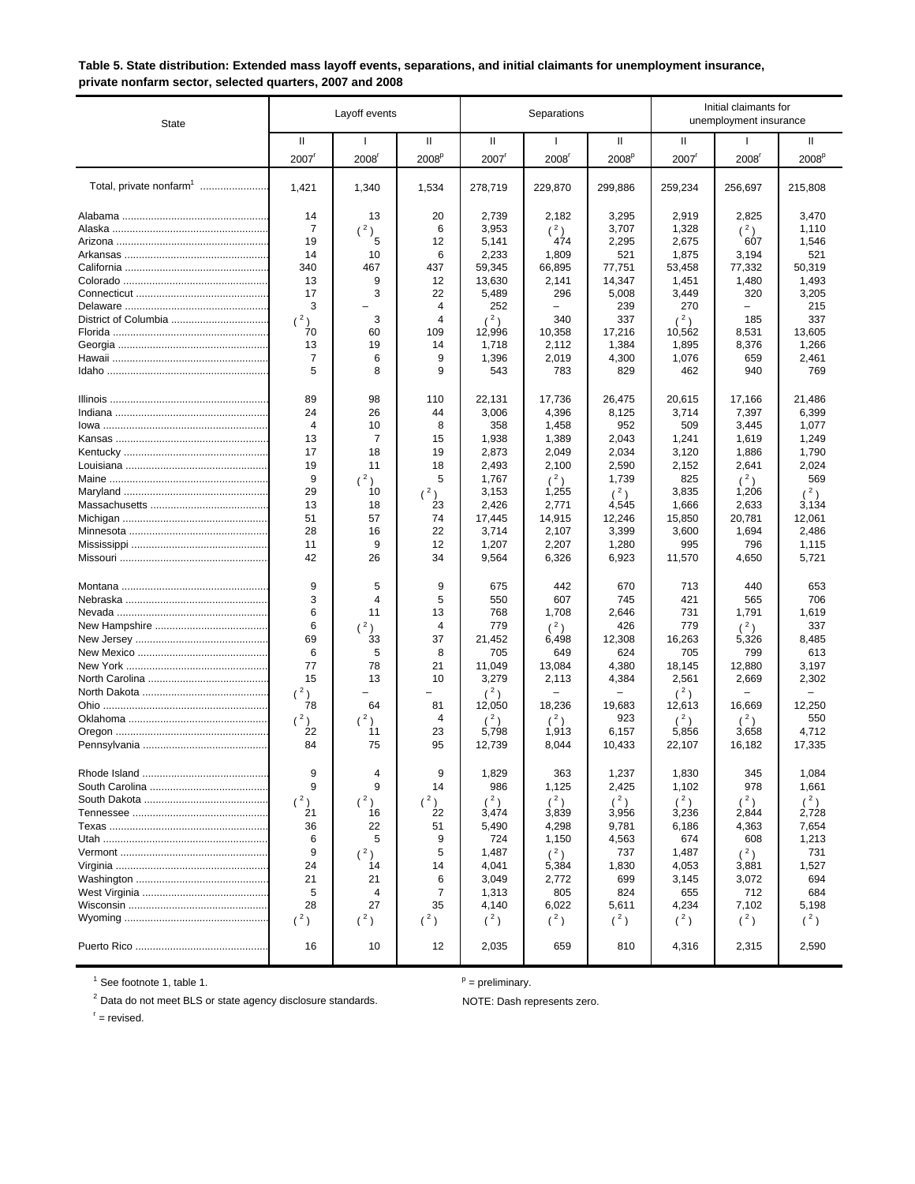**Table 5. State distribution: Extended mass layoff events, separations, and initial claimants for unemployment insurance, private nonfarm sector, selected quarters, 2007 and 2008**

| State | Layoff events | | | Separations | | | Initial claimants for unemployment insurance | | |
|---|---|---|---|---|---|---|---|---|---|
| | II 2007[r] | I 2008[r] | II 2008[p] | II 2007[r] | I 2008[r] | II 2008[p] | II 2007[r] | I 2008[r] | II 2008[p] |
| Total, private nonfarm[1] | 1,421 | 1,340 | 1,534 | 278,719 | 229,870 | 299,886 | 259,234 | 256,697 | 215,808 |
| Alabama | 14 | 13 | 20 | 2,739 | 2,182 | 3,295 | 2,919 | 2,825 | 3,470 |
| Alaska | 7 | (2) | 6 | 3,953 | (2) | 3,707 | 1,328 | (2) | 1,110 |
| Arizona | 19 | 5 | 12 | 5,141 | 474 | 2,295 | 2,675 | 607 | 1,546 |
| Arkansas | 14 | 10 | 6 | 2,233 | 1,809 | 521 | 1,875 | 3,194 | 521 |
| California | 340 | 467 | 437 | 59,345 | 66,895 | 77,751 | 53,458 | 77,332 | 50,319 |
| Colorado | 13 | 9 | 12 | 13,630 | 2,141 | 14,347 | 1,451 | 1,480 | 1,493 |
| Connecticut | 17 | 3 | 22 | 5,489 | 296 | 5,008 | 3,449 | 320 | 3,205 |
| Delaware | 3 | – | 4 | 252 | – | 239 | 270 | – | 215 |
| District of Columbia | (2) | 3 | 4 | (2) | 340 | 337 | (2) | 185 | 337 |
| Florida | 70 | 60 | 109 | 12,996 | 10,358 | 17,216 | 10,562 | 8,531 | 13,605 |
| Georgia | 13 | 19 | 14 | 1,718 | 2,112 | 1,384 | 1,895 | 8,376 | 1,266 |
| Hawaii | 7 | 6 | 9 | 1,396 | 2,019 | 4,300 | 1,076 | 659 | 2,461 |
| Idaho | 5 | 8 | 9 | 543 | 783 | 829 | 462 | 940 | 769 |
| Illinois | 89 | 98 | 110 | 22,131 | 17,736 | 26,475 | 20,615 | 17,166 | 21,486 |
| Indiana | 24 | 26 | 44 | 3,006 | 4,396 | 8,125 | 3,714 | 7,397 | 6,399 |
| Iowa | 4 | 10 | 8 | 358 | 1,458 | 952 | 509 | 3,445 | 1,077 |
| Kansas | 13 | 7 | 15 | 1,938 | 1,389 | 2,043 | 1,241 | 1,619 | 1,249 |
| Kentucky | 17 | 18 | 19 | 2,873 | 2,049 | 2,034 | 3,120 | 1,886 | 1,790 |
| Louisiana | 19 | 11 | 18 | 2,493 | 2,100 | 2,590 | 2,152 | 2,641 | 2,024 |
| Maine | 9 | (2) | 5 | 1,767 | (2) | 1,739 | 825 | (2) | 569 |
| Maryland | 29 | 10 | (2) | 3,153 | 1,255 | (2) | 3,835 | 1,206 | (2) |
| Massachusetts | 13 | 18 | 23 | 2,426 | 2,771 | 4,545 | 1,666 | 2,633 | 3,134 |
| Michigan | 51 | 57 | 74 | 17,445 | 14,915 | 12,246 | 15,850 | 20,781 | 12,061 |
| Minnesota | 28 | 16 | 22 | 3,714 | 2,107 | 3,399 | 3,600 | 1,694 | 2,486 |
| Mississippi | 11 | 9 | 12 | 1,207 | 2,207 | 1,280 | 995 | 796 | 1,115 |
| Missouri | 42 | 26 | 34 | 9,564 | 6,326 | 6,923 | 11,570 | 4,650 | 5,721 |
| Montana | 9 | 5 | 9 | 675 | 442 | 670 | 713 | 440 | 653 |
| Nebraska | 3 | 4 | 5 | 550 | 607 | 745 | 421 | 565 | 706 |
| Nevada | 6 | 11 | 13 | 768 | 1,708 | 2,646 | 731 | 1,791 | 1,619 |
| New Hampshire | 6 | (2) | 4 | 779 | (2) | 426 | 779 | (2) | 337 |
| New Jersey | 69 | 33 | 37 | 21,452 | 6,498 | 12,308 | 16,263 | 5,326 | 8,485 |
| New Mexico | 6 | 5 | 8 | 705 | 649 | 624 | 705 | 799 | 613 |
| New York | 77 | 78 | 21 | 11,049 | 13,084 | 4,380 | 18,145 | 12,880 | 3,197 |
| North Carolina | 15 | 13 | 10 | 3,279 | 2,113 | 4,384 | 2,561 | 2,669 | 2,302 |
| North Dakota | (2) | – | – | (2) | – | – | (2) | – | – |
| Ohio | 78 | 64 | 81 | 12,050 | 18,236 | 19,683 | 12,613 | 16,669 | 12,250 |
| Oklahoma | (2) | (2) | 4 | (2) | (2) | 923 | (2) | (2) | 550 |
| Oregon | 22 | 11 | 23 | 5,798 | 1,913 | 6,157 | 5,856 | 3,658 | 4,712 |
| Pennsylvania | 84 | 75 | 95 | 12,739 | 8,044 | 10,433 | 22,107 | 16,182 | 17,335 |
| Rhode Island | 9 | 4 | 9 | 1,829 | 363 | 1,237 | 1,830 | 345 | 1,084 |
| South Carolina | 9 | 9 | 14 | 986 | 1,125 | 2,425 | 1,102 | 978 | 1,661 |
| South Dakota | (2) | (2) | (2) | (2) | (2) | (2) | (2) | (2) | (2) |
| Tennessee | 21 | 16 | 22 | 3,474 | 3,839 | 3,956 | 3,236 | 2,844 | 2,728 |
| Texas | 36 | 22 | 51 | 5,490 | 4,298 | 9,781 | 6,186 | 4,363 | 7,654 |
| Utah | 6 | 5 | 9 | 724 | 1,150 | 4,563 | 674 | 608 | 1,213 |
| Vermont | 9 | (2) | 5 | 1,487 | (2) | 737 | 1,487 | (2) | 731 |
| Virginia | 24 | 14 | 14 | 4,041 | 5,384 | 1,830 | 4,053 | 3,881 | 1,527 |
| Washington | 21 | 21 | 6 | 3,049 | 2,772 | 699 | 3,145 | 3,072 | 694 |
| West Virginia | 5 | 4 | 7 | 1,313 | 805 | 824 | 655 | 712 | 684 |
| Wisconsin | 28 | 27 | 35 | 4,140 | 6,022 | 5,611 | 4,234 | 7,102 | 5,198 |
| Wyoming | (2) | (2) | (2) | (2) | (2) | (2) | (2) | (2) | (2) |
| Puerto Rico | 16 | 10 | 12 | 2,035 | 659 | 810 | 4,316 | 2,315 | 2,590 |

[1] See footnote 1, table 1.

[2] Data do not meet BLS or state agency disclosure standards.

[r] = revised.

[p] = preliminary.

NOTE: Dash represents zero.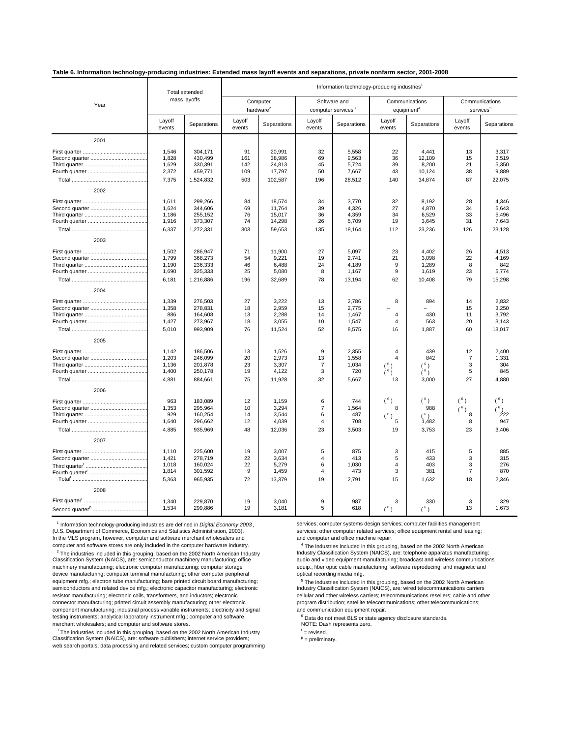**Table 6. Information technology-producing industries: Extended mass layoff events and separations, private nonfarm sector, 2001-2008**

| Year | Total extended mass layoffs | | Information technology-producing industries[1] | | | | | | | |
|---|---|---|---|---|---|---|---|---|---|---|
| | | | Computer hardware[2] | | Software and computer services[3] | | Communications equipment[4] | | Communications services[5] | |
| | Layoff events | Separations | Layoff events | Separations | Layoff events | Separations | Layoff events | Separations | Layoff events | Separations |
| **2001** | | | | | | | | | | |
| First quarter | 1,546 | 304,171 | 91 | 20,991 | 32 | 5,558 | 22 | 4,441 | 13 | 3,317 |
| Second quarter | 1,828 | 430,499 | 161 | 38,986 | 69 | 9,563 | 36 | 12,109 | 15 | 3,519 |
| Third quarter | 1,629 | 330,391 | 142 | 24,813 | 45 | 5,724 | 39 | 8,200 | 21 | 5,350 |
| Fourth quarter | 2,372 | 459,771 | 109 | 17,797 | 50 | 7,667 | 43 | 10,124 | 38 | 9,889 |
| Total | 7,375 | 1,524,832 | 503 | 102,587 | 196 | 28,512 | 140 | 34,874 | 87 | 22,075 |
| **2002** | | | | | | | | | | |
| First quarter | 1,611 | 299,266 | 84 | 18,574 | 34 | 3,770 | 32 | 8,192 | 28 | 4,346 |
| Second quarter | 1,624 | 344,606 | 69 | 11,764 | 39 | 4,326 | 27 | 4,870 | 34 | 5,643 |
| Third quarter | 1,186 | 255,152 | 76 | 15,017 | 36 | 4,359 | 34 | 6,529 | 33 | 5,496 |
| Fourth quarter | 1,916 | 373,307 | 74 | 14,298 | 26 | 5,709 | 19 | 3,645 | 31 | 7,643 |
| Total | 6,337 | 1,272,331 | 303 | 59,653 | 135 | 18,164 | 112 | 23,236 | 126 | 23,128 |
| **2003** | | | | | | | | | | |
| First quarter | 1,502 | 286,947 | 71 | 11,900 | 27 | 5,097 | 23 | 4,402 | 26 | 4,513 |
| Second quarter | 1,799 | 368,273 | 54 | 9,221 | 19 | 2,741 | 21 | 3,098 | 22 | 4,169 |
| Third quarter | 1,190 | 236,333 | 46 | 6,488 | 24 | 4,189 | 9 | 1,289 | 8 | 842 |
| Fourth quarter | 1,690 | 325,333 | 25 | 5,080 | 8 | 1,167 | 9 | 1,619 | 23 | 5,774 |
| Total | 6,181 | 1,216,886 | 196 | 32,689 | 78 | 13,194 | 62 | 10,408 | 79 | 15,298 |
| **2004** | | | | | | | | | | |
| First quarter | 1,339 | 276,503 | 27 | 3,222 | 13 | 2,786 | 8 | 894 | 14 | 2,832 |
| Second quarter | 1,358 | 278,831 | 18 | 2,959 | 15 | 2,775 | – | – | 15 | 3,250 |
| Third quarter | 886 | 164,608 | 13 | 2,288 | 14 | 1,467 | 4 | 430 | 11 | 3,792 |
| Fourth quarter | 1,427 | 273,967 | 18 | 3,055 | 10 | 1,547 | 4 | 563 | 20 | 3,143 |
| Total | 5,010 | 993,909 | 76 | 11,524 | 52 | 8,575 | 16 | 1,887 | 60 | 13,017 |
| **2005** | | | | | | | | | | |
| First quarter | 1,142 | 186,506 | 13 | 1,526 | 9 | 2,355 | 4 | 439 | 12 | 2,400 |
| Second quarter | 1,203 | 246,099 | 20 | 2,973 | 13 | 1,558 | 4 | 842 | 7 | 1,331 |
| Third quarter | 1,136 | 201,878 | 23 | 3,307 | 7 | 1,034 | (6) | (6) | 3 | 304 |
| Fourth quarter | 1,400 | 250,178 | 19 | 4,122 | 3 | 720 | (6) | (6) | 5 | 845 |
| Total | 4,881 | 884,661 | 75 | 11,928 | 32 | 5,667 | 13 | 3,000 | 27 | 4,880 |
| **2006** | | | | | | | | | | |
| First quarter | 963 | 183,089 | 12 | 1,159 | 6 | 744 | (6) | (6) | (6) | (6) |
| Second quarter | 1,353 | 295,964 | 10 | 3,294 | 7 | 1,564 | 8 | 988 | (6) | (6) |
| Third quarter | 929 | 160,254 | 14 | 3,544 | 6 | 487 | (6) | (6) | 8 | 1,222 |
| Fourth quarter | 1,640 | 296,662 | 12 | 4,039 | 4 | 708 | 5 | 1,482 | 8 | 947 |
| Total | 4,885 | 935,969 | 48 | 12,036 | 23 | 3,503 | 19 | 3,753 | 23 | 3,406 |
| **2007** | | | | | | | | | | |
| First quarter | 1,110 | 225,600 | 19 | 3,007 | 5 | 875 | 3 | 415 | 5 | 885 |
| Second quarter | 1,421 | 278,719 | 22 | 3,634 | 4 | 413 | 5 | 433 | 3 | 315 |
| Third quarter[r] | 1,018 | 160,024 | 22 | 5,279 | 6 | 1,030 | 4 | 403 | 3 | 276 |
| Fourth quarter[r] | 1,814 | 301,592 | 9 | 1,459 | 4 | 473 | 3 | 381 | 7 | 870 |
| Total[r] | 5,363 | 965,935 | 72 | 13,379 | 19 | 2,791 | 15 | 1,632 | 18 | 2,346 |
| **2008** | | | | | | | | | | |
| First quarter[r] | 1,340 | 229,870 | 19 | 3,040 | 9 | 987 | 3 | 330 | 3 | 329 |
| Second quarter[p] | 1,534 | 299,886 | 19 | 3,181 | 5 | 618 | (6) | (6) | 13 | 1,673 |

[1] Information technology-producing industries are defined in *Digital Economy 2003*, (U.S. Department of Commerce, Economics and Statistics Administration, 2003). In the MLS program, however, computer and software merchant wholesalers and computer and software stores are only included in the computer hardware industry.

[2] The industries included in this grouping, based on the 2002 North American Industry Classification System (NAICS), are: semiconductor machinery manufacturing; office machinery manufacturing; electronic computer manufacturing; computer storage device manufacturing; computer terminal manufacturing; other computer peripheral equipment mfg.; electron tube manufacturing; bare printed circuit board manufacturing; semiconductors and related device mfg.; electronic capacitor manufacturing; electronic resistor manufacturing; electronic coils, transformers, and inductors; electronic connector manufacturing; printed circuit assembly manufacturing; other electronic component manufacturing; industrial process variable instruments; electricity and signal testing instruments; analytical laboratory instrument mfg.; computer and software merchant wholesalers; and computer and software stores.

[3] The industries included in this grouping, based on the 2002 North American Industry Classification System (NAICS), are: software publishers; internet service providers; web search portals; data processing and related services; custom computer programming services; computer systems design services; computer facilities management services; other computer related services; office equipment rental and leasing; and computer and office machine repair.

[4] The industries included in this grouping, based on the 2002 North American Industry Classification System (NAICS), are: telephone apparatus manufacturing; audio and video equipment manufacturing; broadcast and wireless communications equip.; fiber optic cable manufacturing; software reproducing; and magnetic and optical recording media mfg.

[5] The industries included in this grouping, based on the 2002 North American Industry Classification System (NAICS), are: wired telecommunications carriers cellular and other wireless carriers; telecommunications resellers; cable and other program distribution; satellite telecommunications; other telecommunications; and communication equipment repair.

[6] Data do not meet BLS or state agency disclosure standards.

NOTE: Dash represents zero.

r = revised.

p = preliminary.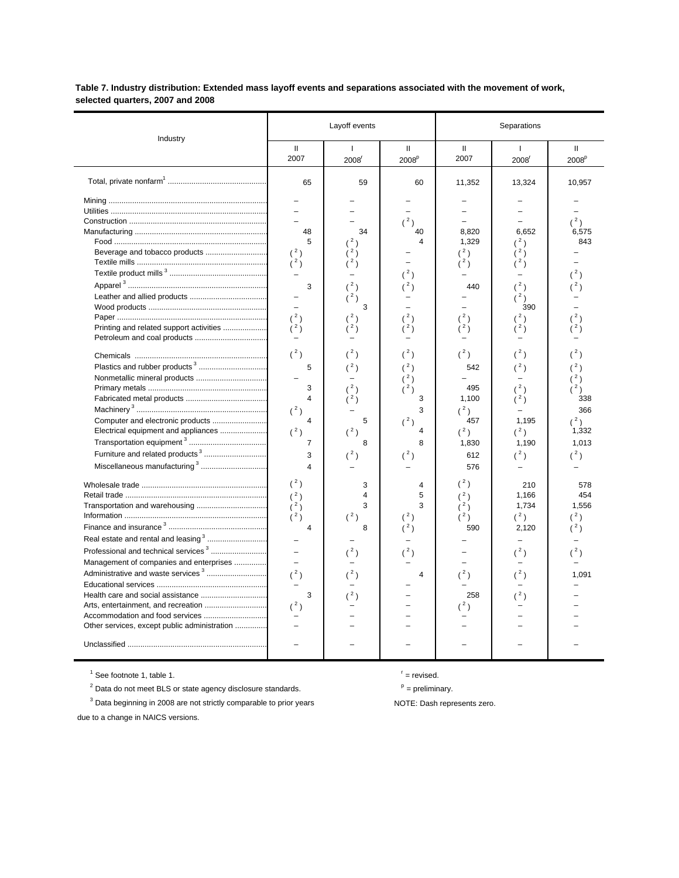**Table 7. Industry distribution: Extended mass layoff events and separations associated with the movement of work, selected quarters, 2007 and 2008**

| Industry | Layoff events | | | Separations | | |
|---|---|---|---|---|---|---|
| | II 2007 | I 2008[r] | II 2008[p] | II 2007 | I 2008[r] | II 2008[p] |
| Total, private nonfarm[1] | 65 | 59 | 60 | 11,352 | 13,324 | 10,957 |
| Mining | – | – | – | – | – | – |
| Utilities | – | – | – | – | – | – |
| Construction | – | – | (2) | – | – | (2) |
| Manufacturing | 48 | 34 | 40 | 8,820 | 6,652 | 6,575 |
| Food | 5 | (2) | 4 | 1,329 | (2) | 843 |
| Beverage and tobacco products | (2) | (2) | – | (2) | (2) | – |
| Textile mills | (2) | (2) | – | (2) | (2) | – |
| Textile product mills[3] | – | – | (2) | – | – | (2) |
| Apparel[3] | 3 | (2) | (2) | 440 | (2) | (2) |
| Leather and allied products | – | (2) | – | – | (2) | – |
| Wood products | – | 3 | – | – | 390 | – |
| Paper | (2) | (2) | (2) | (2) | (2) | (2) |
| Printing and related support activities | (2) | (2) | (2) | (2) | (2) | (2) |
| Petroleum and coal products | – | – | – | – | – | – |
| Chemicals | (2) | (2) | (2) | (2) | (2) | (2) |
| Plastics and rubber products[3] | 5 | (2) | (2) | 542 | (2) | (2) |
| Nonmetallic mineral products | – | – | (2) | – | – | (2) |
| Primary metals | 3 | (2) | (2) | 495 | (2) | (2) |
| Fabricated metal products | 4 | (2) | 3 | 1,100 | (2) | 338 |
| Machinery[3] | (2) | – | 3 | (2) | – | 366 |
| Computer and electronic products | 4 | 5 | (2) | 457 | 1,195 | (2) |
| Electrical equipment and appliances | (2) | (2) | 4 | (2) | (2) | 1,332 |
| Transportation equipment[3] | 7 | 8 | 8 | 1,830 | 1,190 | 1,013 |
| Furniture and related products[3] | 3 | (2) | (2) | 612 | (2) | (2) |
| Miscellaneous manufacturing[3] | 4 | – | – | 576 | – | – |
| Wholesale trade | (2) | 3 | 4 | (2) | 210 | 578 |
| Retail trade | (2) | 4 | 5 | (2) | 1,166 | 454 |
| Transportation and warehousing | (2) | 3 | 3 | (2) | 1,734 | 1,556 |
| Information | (2) | (2) | (2) | (2) | (2) | (2) |
| Finance and insurance[3] | 4 | 8 | (2) | 590 | 2,120 | (2) |
| Real estate and rental and leasing[3] | – | – | – | – | – | – |
| Professional and technical services[3] | – | (2) | (2) | – | (2) | (2) |
| Management of companies and enterprises | – | – | – | – | – | – |
| Administrative and waste services[3] | (2) | (2) | 4 | (2) | (2) | 1,091 |
| Educational services | – | – | – | – | – | – |
| Health care and social assistance | 3 | (2) | – | 258 | (2) | – |
| Arts, entertainment, and recreation | (2) | – | – | (2) | – | – |
| Accommodation and food services | – | – | – | – | – | – |
| Other services, except public administration | – | – | – | – | – | – |
| Unclassified | – | – | – | – | – | – |

[1] See footnote 1, table 1.

[2] Data do not meet BLS or state agency disclosure standards.

[3] Data beginning in 2008 are not strictly comparable to prior years due to a change in NAICS versions.

[r] = revised.

[p] = preliminary.

NOTE: Dash represents zero.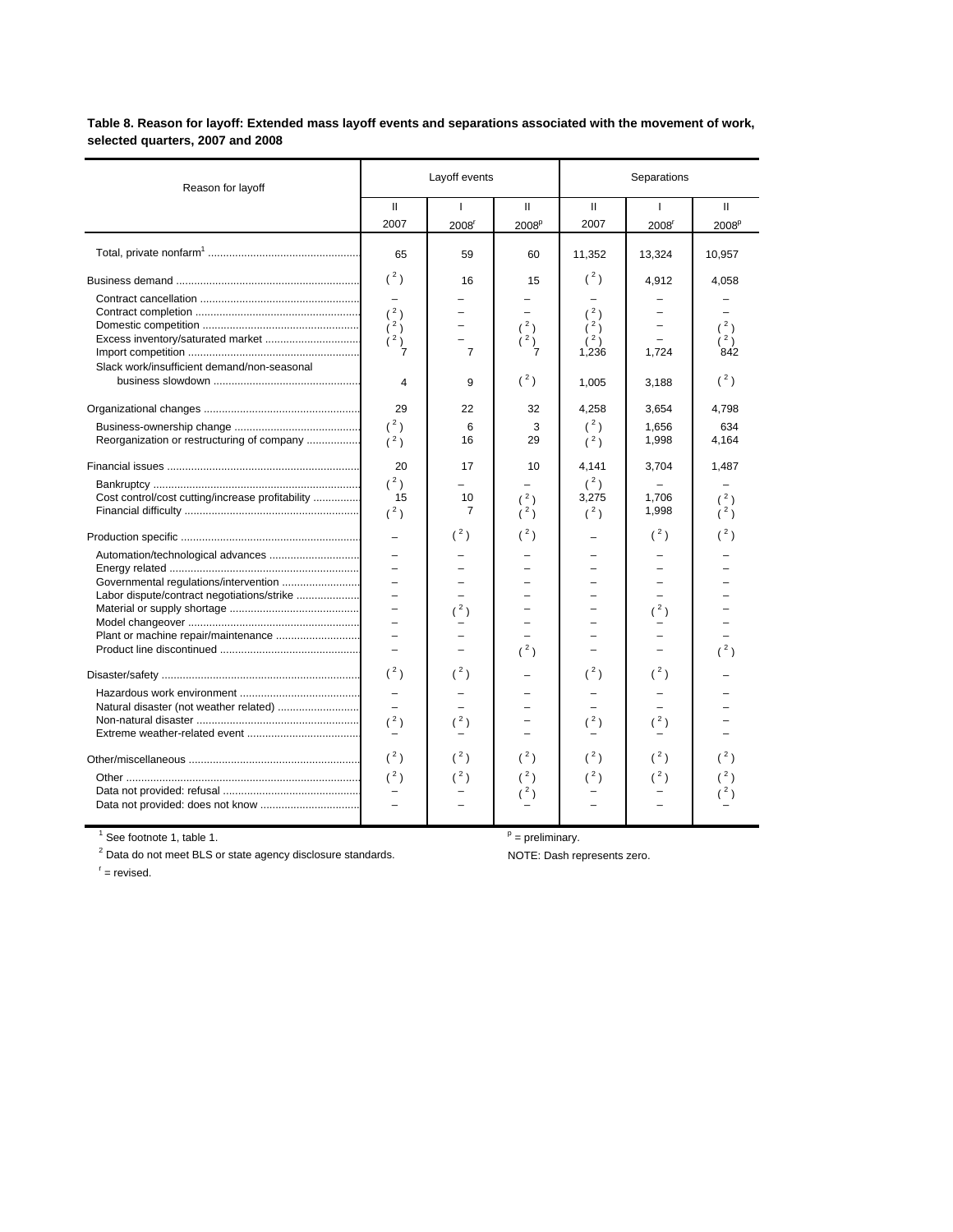**Table 8. Reason for layoff: Extended mass layoff events and separations associated with the movement of work, selected quarters, 2007 and 2008**

| Reason for layoff | Layoff events | | | Separations | | |
|---|---|---|---|---|---|---|
| | II 2007 | I 2008[r] | II 2008[p] | II 2007 | I 2008[r] | II 2008[p] |
| Total, private nonfarm[1] | 65 | 59 | 60 | 11,352 | 13,324 | 10,957 |
| Business demand | (2) | 16 | 15 | (2) | 4,912 | 4,058 |
| Contract cancellation | – | – | – | – | – | – |
| Contract completion | (2) | – | – | (2) | – | – |
| Domestic competition | (2) | – | (2) | (2) | – | (2) |
| Excess inventory/saturated market | (2) | – | (2) | (2) | – | (2) |
| Import competition | 7 | 7 | 7 | 1,236 | 1,724 | 842 |
| Slack work/insufficient demand/non-seasonal business slowdown | 4 | 9 | (2) | 1,005 | 3,188 | (2) |
| Organizational changes | 29 | 22 | 32 | 4,258 | 3,654 | 4,798 |
| Business-ownership change | (2) | 6 | 3 | (2) | 1,656 | 634 |
| Reorganization or restructuring of company | (2) | 16 | 29 | (2) | 1,998 | 4,164 |
| Financial issues | 20 | 17 | 10 | 4,141 | 3,704 | 1,487 |
| Bankruptcy | (2) | – | – | (2) | – | – |
| Cost control/cost cutting/increase profitability | 15 | 10 | (2) | 3,275 | 1,706 | (2) |
| Financial difficulty | (2) | 7 | (2) | (2) | 1,998 | (2) |
| Production specific | – | (2) | (2) | – | (2) | (2) |
| Automation/technological advances | – | – | – | – | – | – |
| Energy related | – | – | – | – | – | – |
| Governmental regulations/intervention | – | – | – | – | – | – |
| Labor dispute/contract negotiations/strike | – | – | – | – | – | – |
| Material or supply shortage | – | (2) | – | – | (2) | – |
| Model changeover | – | – | – | – | – | – |
| Plant or machine repair/maintenance | – | – | – | – | – | – |
| Product line discontinued | – | – | (2) | – | – | (2) |
| Disaster/safety | (2) | (2) | – | (2) | (2) | – |
| Hazardous work environment | – | – | – | – | – | – |
| Natural disaster (not weather related) | – | – | – | – | – | – |
| Non-natural disaster | (2) | (2) | – | (2) | (2) | – |
| Extreme weather-related event | – | – | – | – | – | – |
| Other/miscellaneous | (2) | (2) | (2) | (2) | (2) | (2) |
| Other | (2) | (2) | (2) | (2) | (2) | (2) |
| Data not provided: refusal | – | – | (2) | – | – | (2) |
| Data not provided: does not know | – | – | – | – | – | – |

[1] See footnote 1, table 1.

[2] Data do not meet BLS or state agency disclosure standards.

[r] = revised.

[p] = preliminary.

NOTE: Dash represents zero.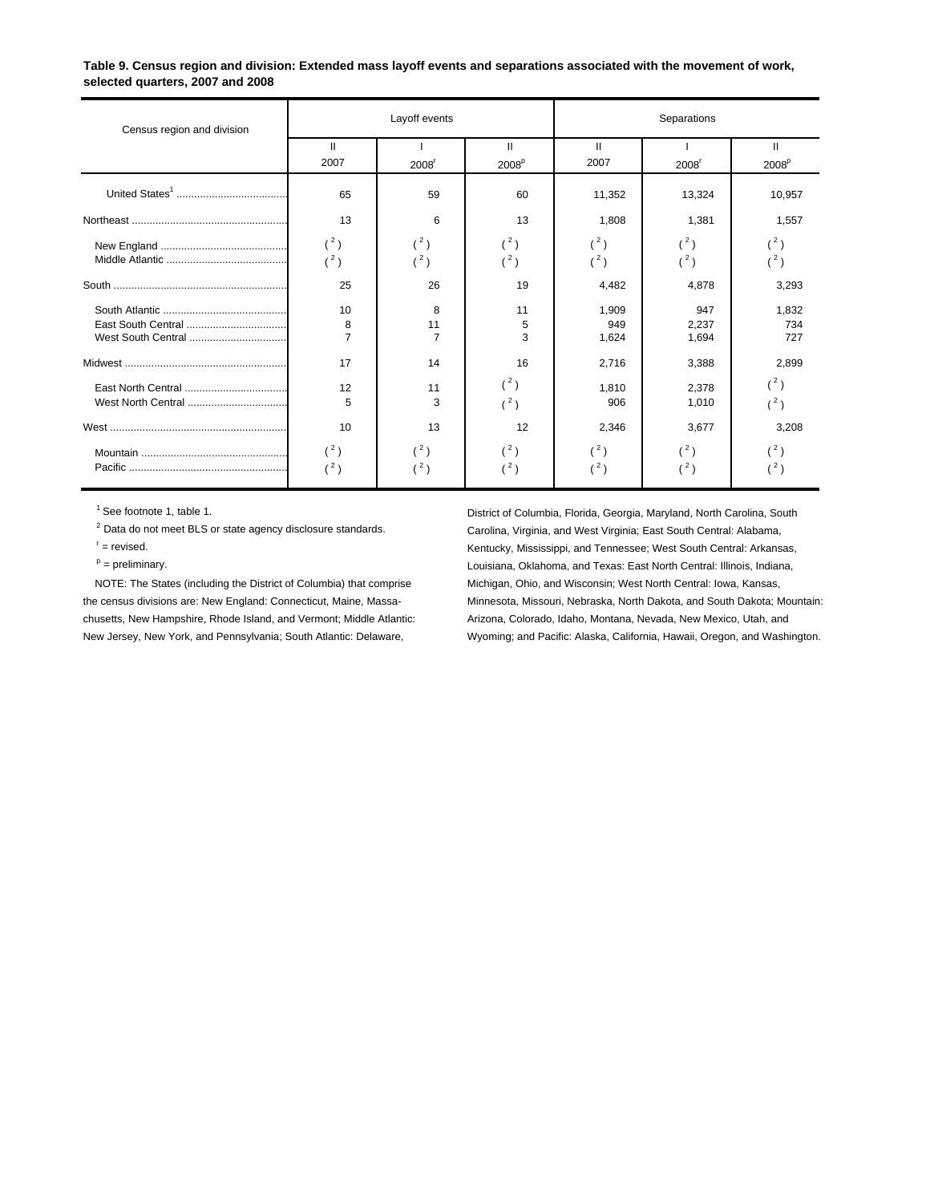**Table 9. Census region and division: Extended mass layoff events and separations associated with the movement of work, selected quarters, 2007 and 2008**

| Census region and division | Layoff events | | | Separations | | |
|---|---|---|---|---|---|---|
| | II 2007 | I 2008[r] | II 2008[p] | II 2007 | I 2008[r] | II 2008[p] |
| United States[1] | 65 | 59 | 60 | 11,352 | 13,324 | 10,957 |
| Northeast | 13 | 6 | 13 | 1,808 | 1,381 | 1,557 |
| New England | ( [2] ) | ( [2] ) | ( [2] ) | ( [2] ) | ( [2] ) | ( [2] ) |
| Middle Atlantic | ( [2] ) | ( [2] ) | ( [2] ) | ( [2] ) | ( [2] ) | ( [2] ) |
| South | 25 | 26 | 19 | 4,482 | 4,878 | 3,293 |
| South Atlantic | 10 | 8 | 11 | 1,909 | 947 | 1,832 |
| East South Central | 8 | 11 | 5 | 949 | 2,237 | 734 |
| West South Central | 7 | 7 | 3 | 1,624 | 1,694 | 727 |
| Midwest | 17 | 14 | 16 | 2,716 | 3,388 | 2,899 |
| East North Central | 12 | 11 | ( [2] ) | 1,810 | 2,378 | ( [2] ) |
| West North Central | 5 | 3 | ( [2] ) | 906 | 1,010 | ( [2] ) |
| West | 10 | 13 | 12 | 2,346 | 3,677 | 3,208 |
| Mountain | ( [2] ) | ( [2] ) | ( [2] ) | ( [2] ) | ( [2] ) | ( [2] ) |
| Pacific | ( [2] ) | ( [2] ) | ( [2] ) | ( [2] ) | ( [2] ) | ( [2] ) |

[1] See footnote 1, table 1.

[2] Data do not meet BLS or state agency disclosure standards.

[r] = revised.

[p] = preliminary.

NOTE: The States (including the District of Columbia) that comprise the census divisions are: New England: Connecticut, Maine, Massachusetts, New Hampshire, Rhode Island, and Vermont; Middle Atlantic: New Jersey, New York, and Pennsylvania; South Atlantic: Delaware, District of Columbia, Florida, Georgia, Maryland, North Carolina, South Carolina, Virginia, and West Virginia; East South Central: Alabama, Kentucky, Mississippi, and Tennessee; West South Central: Arkansas, Louisiana, Oklahoma, and Texas: East North Central: Illinois, Indiana, Michigan, Ohio, and Wisconsin; West North Central: Iowa, Kansas, Minnesota, Missouri, Nebraska, North Dakota, and South Dakota; Mountain: Arizona, Colorado, Idaho, Montana, Nevada, New Mexico, Utah, and Wyoming; and Pacific: Alaska, California, Hawaii, Oregon, and Washington.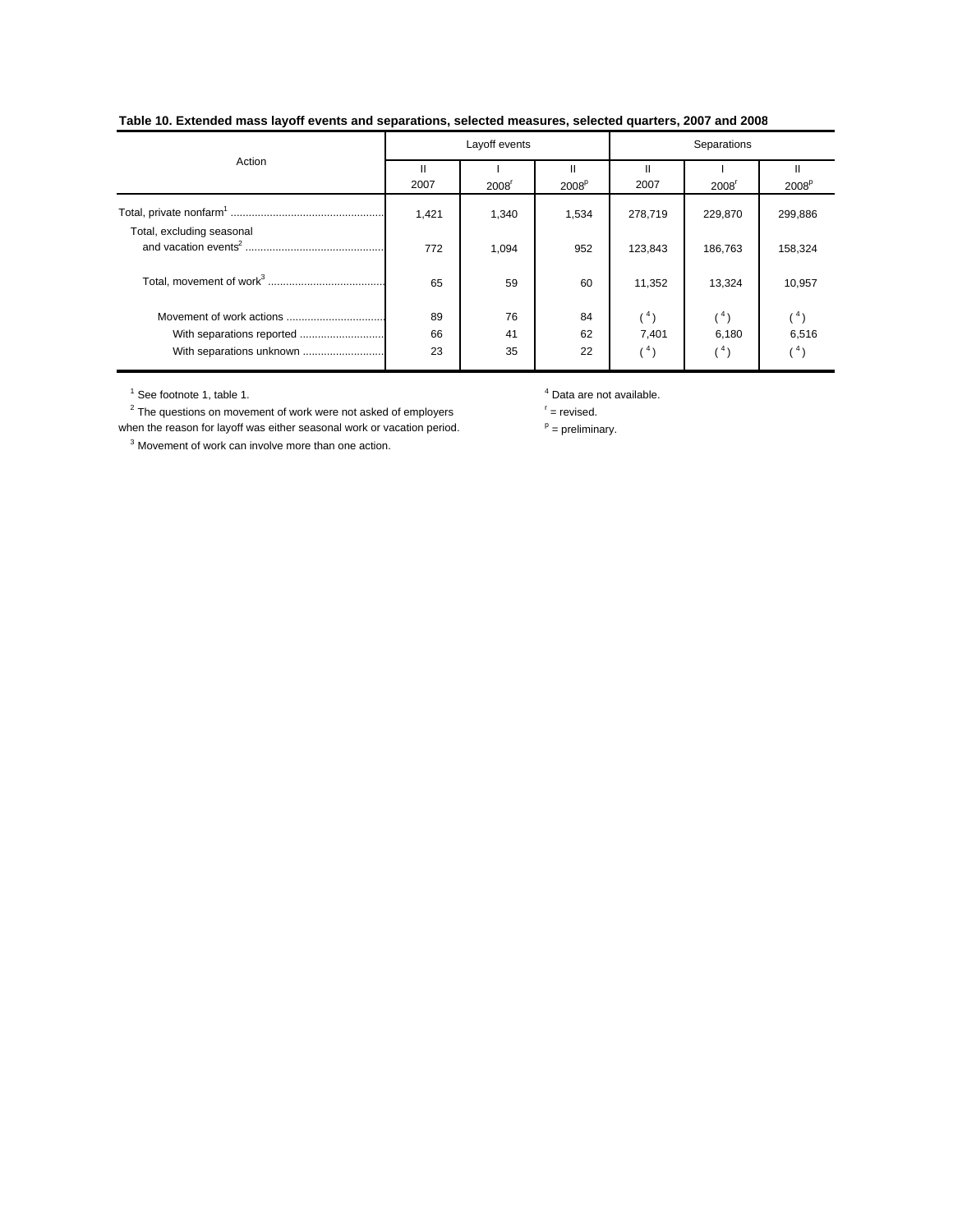**Table 10. Extended mass layoff events and separations, selected measures, selected quarters, 2007 and 2008**

| Action | Layoff events | | | Separations | | |
|---|---|---|---|---|---|---|
| | II 2007 | I 2008[r] | II 2008[p] | II 2007 | I 2008[r] | II 2008[p] |
| Total, private nonfarm[1] | 1,421 | 1,340 | 1,534 | 278,719 | 229,870 | 299,886 |
| Total, excluding seasonal and vacation events[2] | 772 | 1,094 | 952 | 123,843 | 186,763 | 158,324 |
| Total, movement of work[3] | 65 | 59 | 60 | 11,352 | 13,324 | 10,957 |
| Movement of work actions | 89 | 76 | 84 | ( [4] ) | ( [4] ) | ( [4] ) |
| With separations reported | 66 | 41 | 62 | 7,401 | 6,180 | 6,516 |
| With separations unknown | 23 | 35 | 22 | ( [4] ) | ( [4] ) | ( [4] ) |

[1] See footnote 1, table 1.

[2] The questions on movement of work were not asked of employers when the reason for layoff was either seasonal work or vacation period.

[3] Movement of work can involve more than one action.

[4] Data are not available.

[r] = revised.

[p] = preliminary.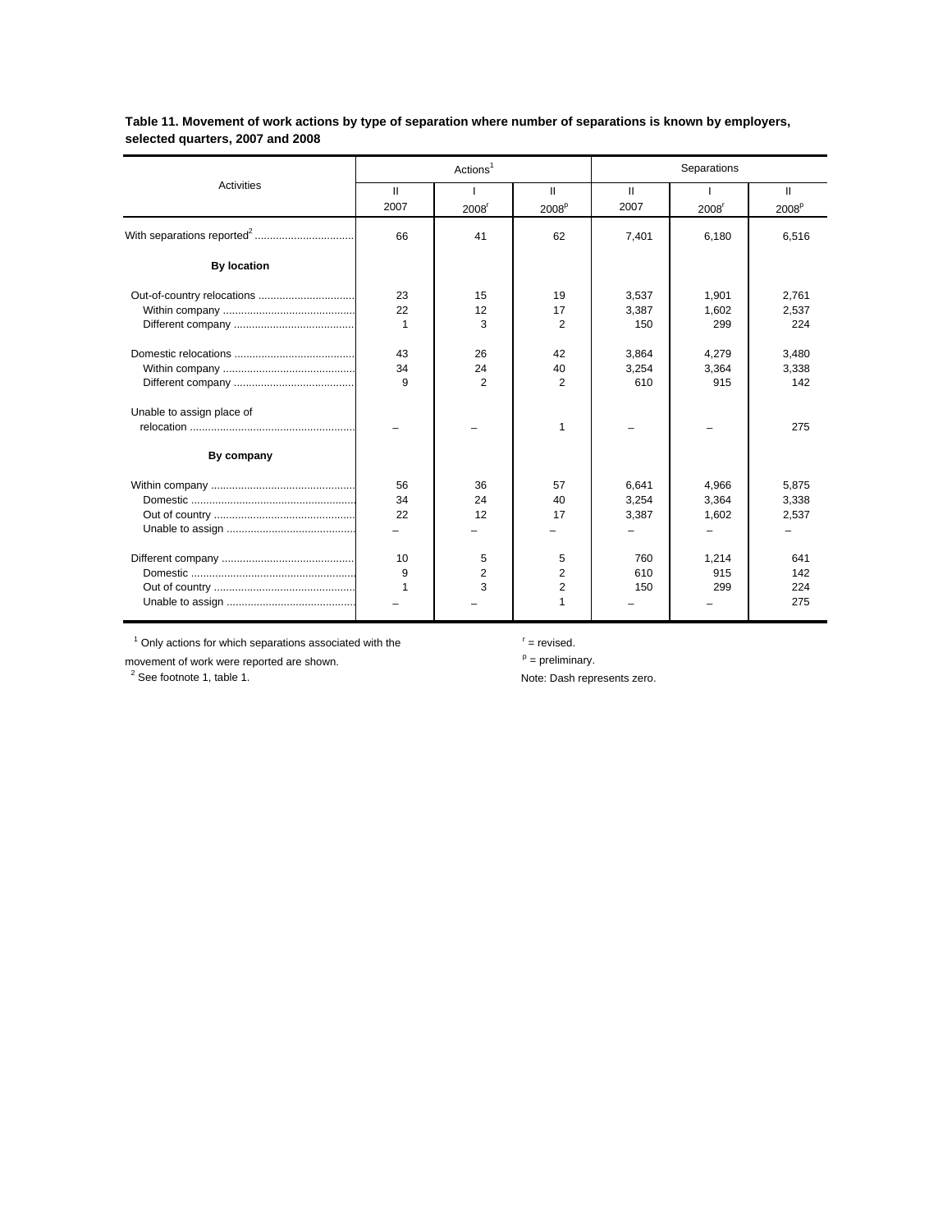**Table 11. Movement of work actions by type of separation where number of separations is known by employers, selected quarters, 2007 and 2008**

| Activities | Actions[1] | | | Separations | | |
|---|---|---|---|---|---|---|
| | II 2007 | I 2008[r] | II 2008[p] | II 2007 | I 2008[r] | II 2008[p] |
| With separations reported[2] | 66 | 41 | 62 | 7,401 | 6,180 | 6,516 |
| **By location** | | | | | | |
| Out-of-country relocations | 23 | 15 | 19 | 3,537 | 1,901 | 2,761 |
| Within company | 22 | 12 | 17 | 3,387 | 1,602 | 2,537 |
| Different company | 1 | 3 | 2 | 150 | 299 | 224 |
| Domestic relocations | 43 | 26 | 42 | 3,864 | 4,279 | 3,480 |
| Within company | 34 | 24 | 40 | 3,254 | 3,364 | 3,338 |
| Different company | 9 | 2 | 2 | 610 | 915 | 142 |
| Unable to assign place of relocation | – | – | 1 | – | – | 275 |
| **By company** | | | | | | |
| Within company | 56 | 36 | 57 | 6,641 | 4,966 | 5,875 |
| Domestic | 34 | 24 | 40 | 3,254 | 3,364 | 3,338 |
| Out of country | 22 | 12 | 17 | 3,387 | 1,602 | 2,537 |
| Unable to assign | – | – | – | – | – | – |
| Different company | 10 | 5 | 5 | 760 | 1,214 | 641 |
| Domestic | 9 | 2 | 2 | 610 | 915 | 142 |
| Out of country | 1 | 3 | 2 | 150 | 299 | 224 |
| Unable to assign | – | – | 1 | – | – | 275 |

[1] Only actions for which separations associated with the movement of work were reported are shown.

[2] See footnote 1, table 1.

[r] = revised.

[p] = preliminary.

Note: Dash represents zero.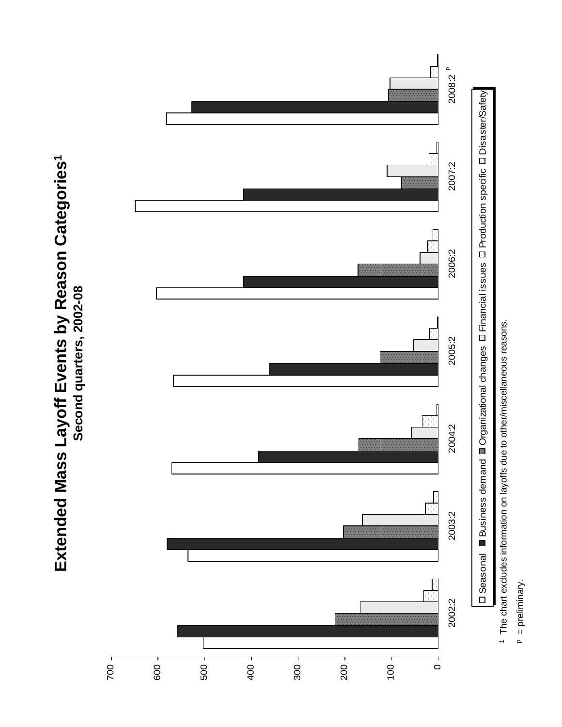# Extended Mass Layoff Events by Reason Categories[1]

**Second quarters, 2002-08**

700
600
500
400
300
200
100
0

2002:2
2003:2
2004:2
2005:2
2006:2
2007:2
2008:2 p

Seasonal  Business demand  Organizational changes  Financial issues  Production specific  Disaster/Safety

[1] The chart excludes information on layoffs due to other/miscellaneous reasons.

p = preliminary.